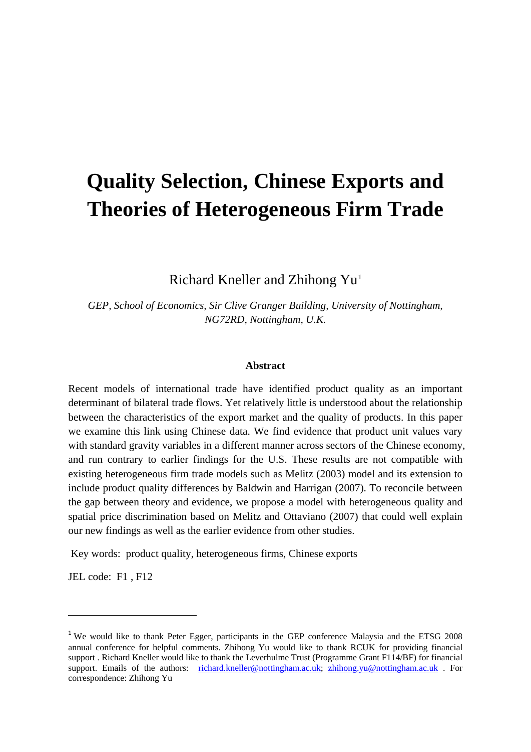# Quality Selection, Chinese Exports and Theories of Heterogeneous Firm Trade

Richard Kneller and Zhihong Yu[1]

*GEP, School of Economics, Sir Clive Granger Building, University of Nottingham, NG72RD, Nottingham, U.K.*

**Abstract**

Recent models of international trade have identified product quality as an important determinant of bilateral trade flows. Yet relatively little is understood about the relationship between the characteristics of the export market and the quality of products. In this paper we examine this link using Chinese data. We find evidence that product unit values vary with standard gravity variables in a different manner across sectors of the Chinese economy, and run contrary to earlier findings for the U.S. These results are not compatible with existing heterogeneous firm trade models such as Melitz (2003) model and its extension to include product quality differences by Baldwin and Harrigan (2007). To reconcile between the gap between theory and evidence, we propose a model with heterogeneous quality and spatial price discrimination based on Melitz and Ottaviano (2007) that could well explain our new findings as well as the earlier evidence from other studies.

Key words: product quality, heterogeneous firms, Chinese exports

JEL code: F1 , F12

---

[1] We would like to thank Peter Egger, participants in the GEP conference Malaysia and the ETSG 2008 annual conference for helpful comments. Zhihong Yu would like to thank RCUK for providing financial support . Richard Kneller would like to thank the Leverhulme Trust (Programme Grant F114/BF) for financial support. Emails of the authors: richard.kneller@nottingham.ac.uk; zhihong.yu@nottingham.ac.uk . For correspondence: Zhihong Yu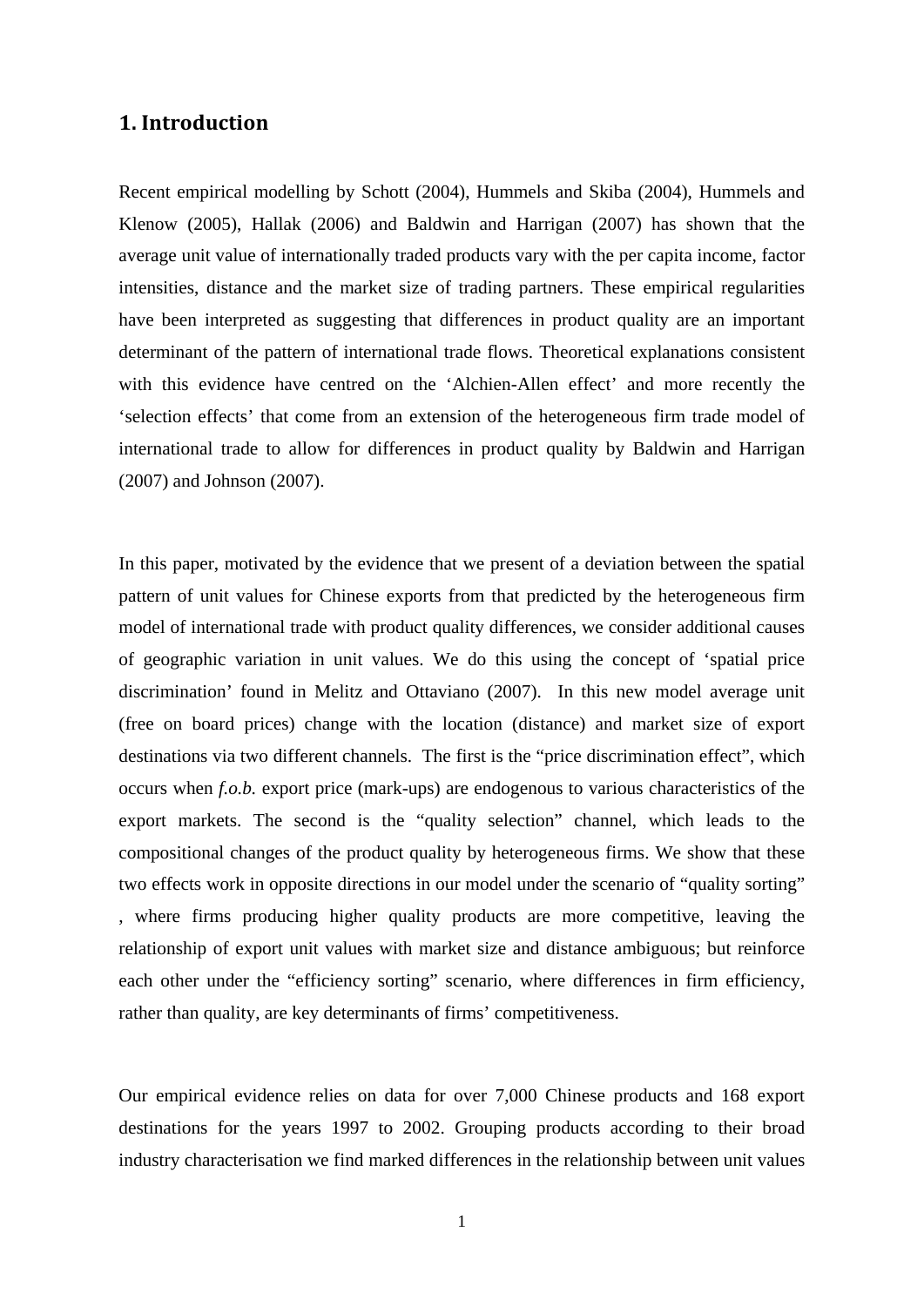# 1. Introduction

Recent empirical modelling by Schott (2004), Hummels and Skiba (2004), Hummels and Klenow (2005), Hallak (2006) and Baldwin and Harrigan (2007) has shown that the average unit value of internationally traded products vary with the per capita income, factor intensities, distance and the market size of trading partners. These empirical regularities have been interpreted as suggesting that differences in product quality are an important determinant of the pattern of international trade flows. Theoretical explanations consistent with this evidence have centred on the 'Alchien-Allen effect' and more recently the 'selection effects' that come from an extension of the heterogeneous firm trade model of international trade to allow for differences in product quality by Baldwin and Harrigan (2007) and Johnson (2007).

In this paper, motivated by the evidence that we present of a deviation between the spatial pattern of unit values for Chinese exports from that predicted by the heterogeneous firm model of international trade with product quality differences, we consider additional causes of geographic variation in unit values. We do this using the concept of 'spatial price discrimination' found in Melitz and Ottaviano (2007). In this new model average unit (free on board prices) change with the location (distance) and market size of export destinations via two different channels. The first is the "price discrimination effect", which occurs when *f.o.b.* export price (mark-ups) are endogenous to various characteristics of the export markets. The second is the "quality selection" channel, which leads to the compositional changes of the product quality by heterogeneous firms. We show that these two effects work in opposite directions in our model under the scenario of "quality sorting" , where firms producing higher quality products are more competitive, leaving the relationship of export unit values with market size and distance ambiguous; but reinforce each other under the "efficiency sorting" scenario, where differences in firm efficiency, rather than quality, are key determinants of firms' competitiveness.

Our empirical evidence relies on data for over 7,000 Chinese products and 168 export destinations for the years 1997 to 2002. Grouping products according to their broad industry characterisation we find marked differences in the relationship between unit values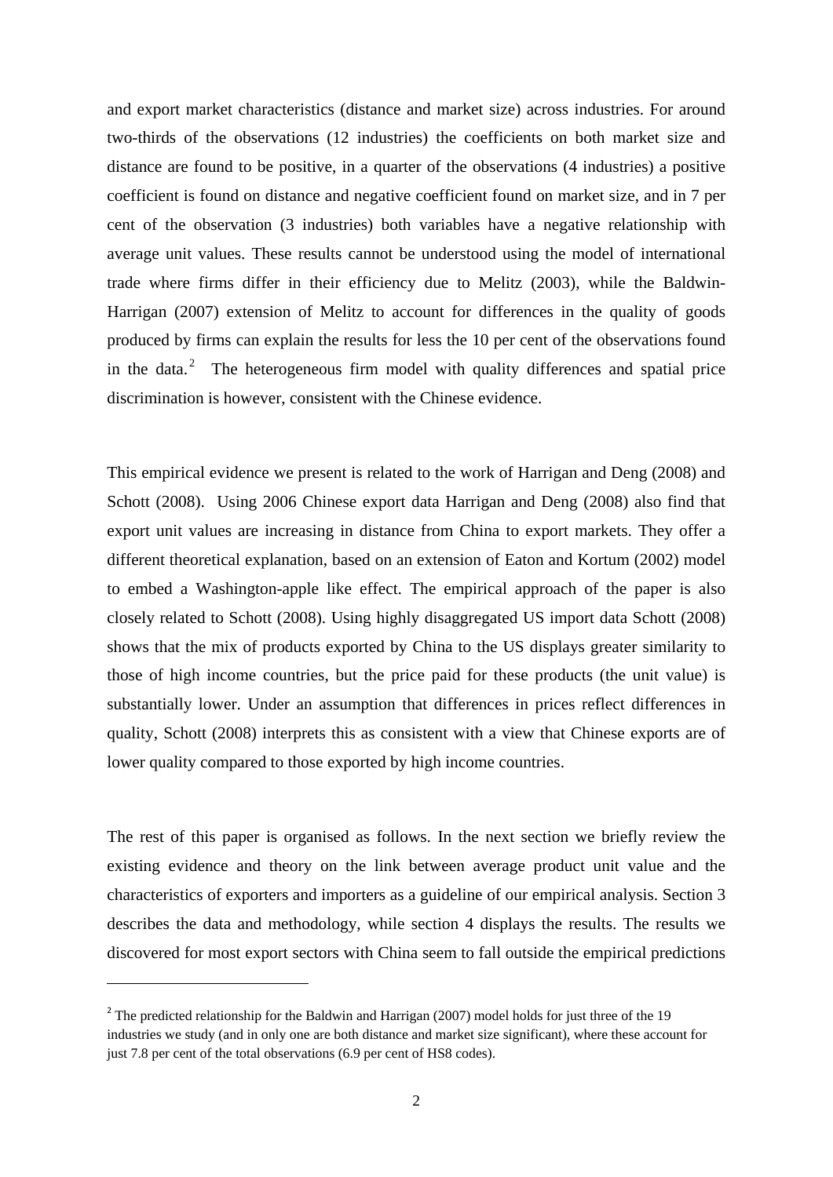and export market characteristics (distance and market size) across industries. For around two-thirds of the observations (12 industries) the coefficients on both market size and distance are found to be positive, in a quarter of the observations (4 industries) a positive coefficient is found on distance and negative coefficient found on market size, and in 7 per cent of the observation (3 industries) both variables have a negative relationship with average unit values. These results cannot be understood using the model of international trade where firms differ in their efficiency due to Melitz (2003), while the Baldwin-Harrigan (2007) extension of Melitz to account for differences in the quality of goods produced by firms can explain the results for less the 10 per cent of the observations found in the data.[2] The heterogeneous firm model with quality differences and spatial price discrimination is however, consistent with the Chinese evidence.

This empirical evidence we present is related to the work of Harrigan and Deng (2008) and Schott (2008). Using 2006 Chinese export data Harrigan and Deng (2008) also find that export unit values are increasing in distance from China to export markets. They offer a different theoretical explanation, based on an extension of Eaton and Kortum (2002) model to embed a Washington-apple like effect. The empirical approach of the paper is also closely related to Schott (2008). Using highly disaggregated US import data Schott (2008) shows that the mix of products exported by China to the US displays greater similarity to those of high income countries, but the price paid for these products (the unit value) is substantially lower. Under an assumption that differences in prices reflect differences in quality, Schott (2008) interprets this as consistent with a view that Chinese exports are of lower quality compared to those exported by high income countries.

The rest of this paper is organised as follows. In the next section we briefly review the existing evidence and theory on the link between average product unit value and the characteristics of exporters and importers as a guideline of our empirical analysis. Section 3 describes the data and methodology, while section 4 displays the results. The results we discovered for most export sectors with China seem to fall outside the empirical predictions

[2] The predicted relationship for the Baldwin and Harrigan (2007) model holds for just three of the 19 industries we study (and in only one are both distance and market size significant), where these account for just 7.8 per cent of the total observations (6.9 per cent of HS8 codes).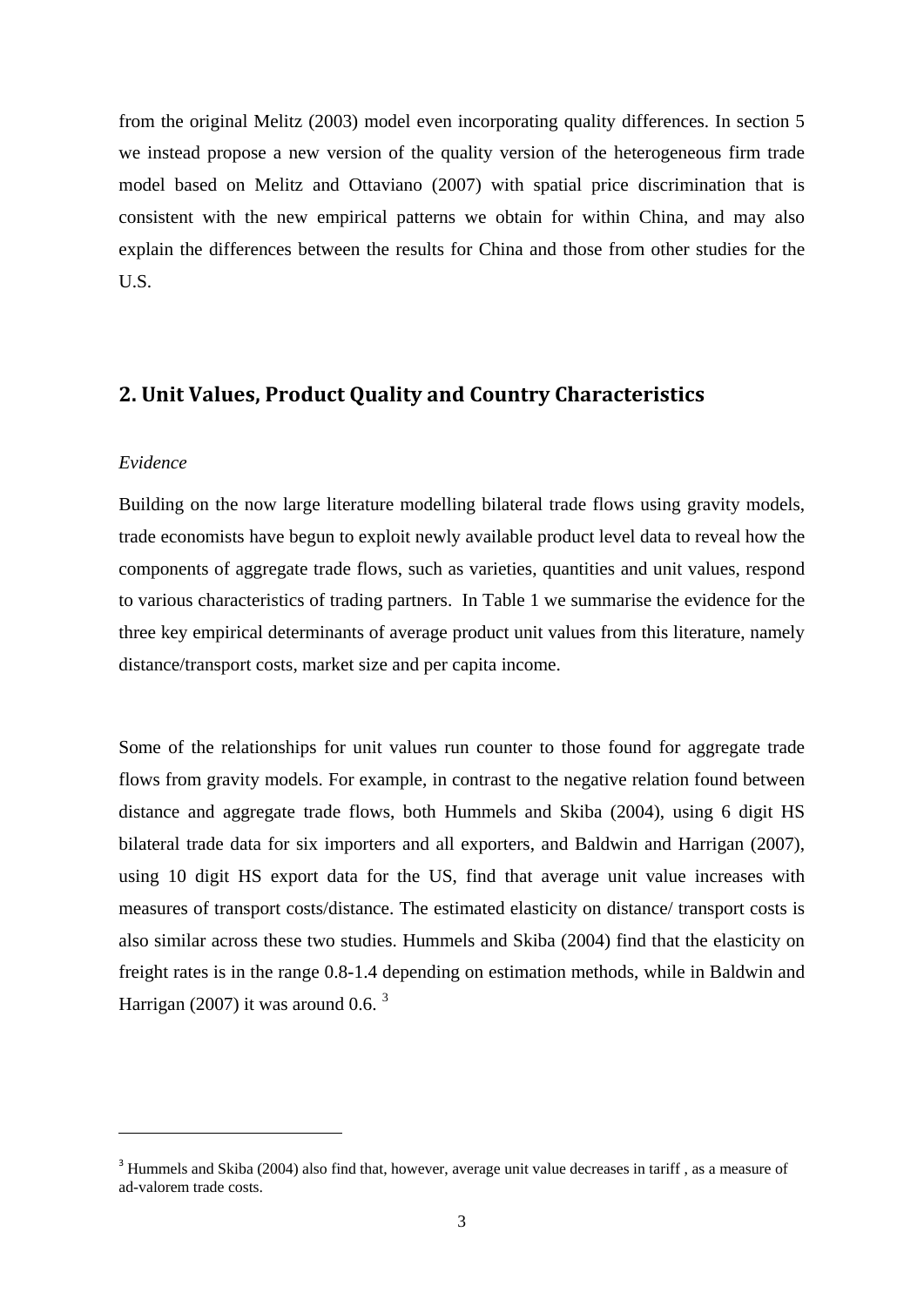from the original Melitz (2003) model even incorporating quality differences. In section 5 we instead propose a new version of the quality version of the heterogeneous firm trade model based on Melitz and Ottaviano (2007) with spatial price discrimination that is consistent with the new empirical patterns we obtain for within China, and may also explain the differences between the results for China and those from other studies for the U.S.

## 2. Unit Values, Product Quality and Country Characteristics

*Evidence*

Building on the now large literature modelling bilateral trade flows using gravity models, trade economists have begun to exploit newly available product level data to reveal how the components of aggregate trade flows, such as varieties, quantities and unit values, respond to various characteristics of trading partners. In Table 1 we summarise the evidence for the three key empirical determinants of average product unit values from this literature, namely distance/transport costs, market size and per capita income.

Some of the relationships for unit values run counter to those found for aggregate trade flows from gravity models. For example, in contrast to the negative relation found between distance and aggregate trade flows, both Hummels and Skiba (2004), using 6 digit HS bilateral trade data for six importers and all exporters, and Baldwin and Harrigan (2007), using 10 digit HS export data for the US, find that average unit value increases with measures of transport costs/distance. The estimated elasticity on distance/ transport costs is also similar across these two studies. Hummels and Skiba (2004) find that the elasticity on freight rates is in the range 0.8-1.4 depending on estimation methods, while in Baldwin and Harrigan (2007) it was around 0.6. [3]

[3] Hummels and Skiba (2004) also find that, however, average unit value decreases in tariff , as a measure of ad-valorem trade costs.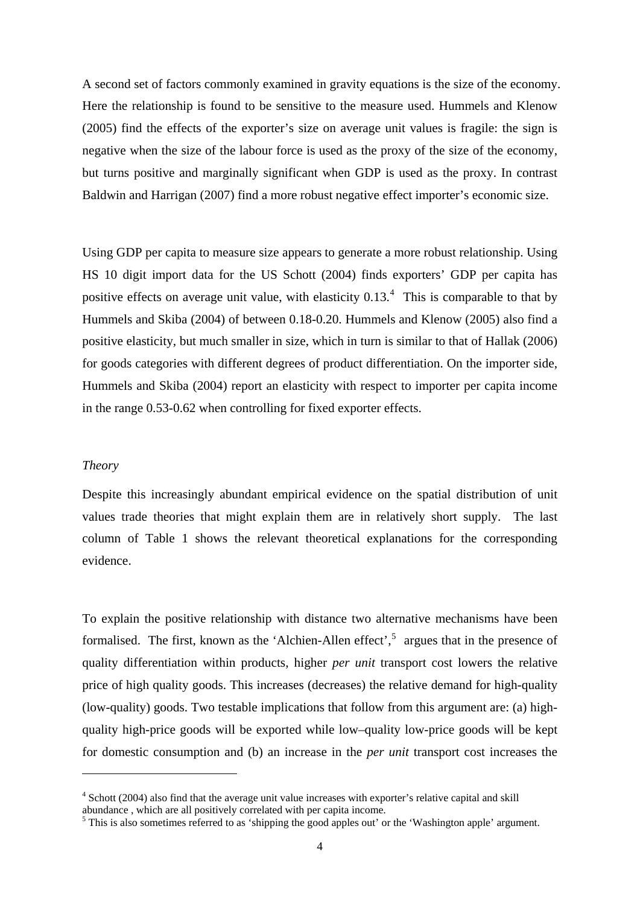A second set of factors commonly examined in gravity equations is the size of the economy. Here the relationship is found to be sensitive to the measure used. Hummels and Klenow (2005) find the effects of the exporter's size on average unit values is fragile: the sign is negative when the size of the labour force is used as the proxy of the size of the economy, but turns positive and marginally significant when GDP is used as the proxy. In contrast Baldwin and Harrigan (2007) find a more robust negative effect importer's economic size.

Using GDP per capita to measure size appears to generate a more robust relationship. Using HS 10 digit import data for the US Schott (2004) finds exporters' GDP per capita has positive effects on average unit value, with elasticity 0.13.[4] This is comparable to that by Hummels and Skiba (2004) of between 0.18-0.20. Hummels and Klenow (2005) also find a positive elasticity, but much smaller in size, which in turn is similar to that of Hallak (2006) for goods categories with different degrees of product differentiation. On the importer side, Hummels and Skiba (2004) report an elasticity with respect to importer per capita income in the range 0.53-0.62 when controlling for fixed exporter effects.

*Theory*

Despite this increasingly abundant empirical evidence on the spatial distribution of unit values trade theories that might explain them are in relatively short supply. The last column of Table 1 shows the relevant theoretical explanations for the corresponding evidence.

To explain the positive relationship with distance two alternative mechanisms have been formalised. The first, known as the 'Alchien-Allen effect',[5] argues that in the presence of quality differentiation within products, higher *per unit* transport cost lowers the relative price of high quality goods. This increases (decreases) the relative demand for high-quality (low-quality) goods. Two testable implications that follow from this argument are: (a) high-quality high-price goods will be exported while low–quality low-price goods will be kept for domestic consumption and (b) an increase in the *per unit* transport cost increases the

---

[4] Schott (2004) also find that the average unit value increases with exporter's relative capital and skill abundance , which are all positively correlated with per capita income.

[5] This is also sometimes referred to as 'shipping the good apples out' or the 'Washington apple' argument.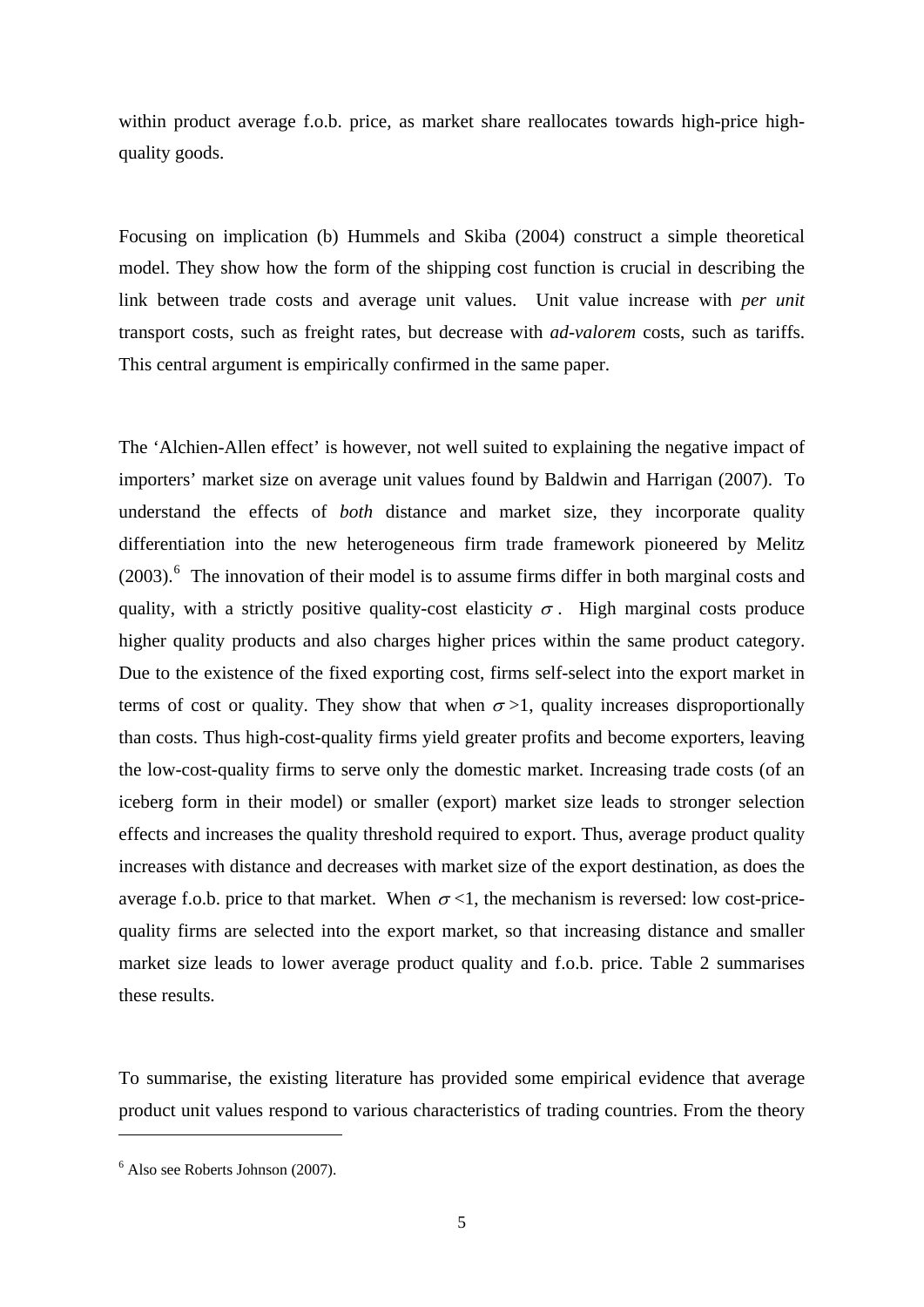within product average f.o.b. price, as market share reallocates towards high-price high-quality goods.

Focusing on implication (b) Hummels and Skiba (2004) construct a simple theoretical model. They show how the form of the shipping cost function is crucial in describing the link between trade costs and average unit values. Unit value increase with *per unit* transport costs, such as freight rates, but decrease with *ad-valorem* costs, such as tariffs. This central argument is empirically confirmed in the same paper.

The 'Alchien-Allen effect' is however, not well suited to explaining the negative impact of importers' market size on average unit values found by Baldwin and Harrigan (2007). To understand the effects of *both* distance and market size, they incorporate quality differentiation into the new heterogeneous firm trade framework pioneered by Melitz (2003).[6] The innovation of their model is to assume firms differ in both marginal costs and quality, with a strictly positive quality-cost elasticity $\sigma$. High marginal costs produce higher quality products and also charges higher prices within the same product category. Due to the existence of the fixed exporting cost, firms self-select into the export market in terms of cost or quality. They show that when $\sigma$>1, quality increases disproportionally than costs. Thus high-cost-quality firms yield greater profits and become exporters, leaving the low-cost-quality firms to serve only the domestic market. Increasing trade costs (of an iceberg form in their model) or smaller (export) market size leads to stronger selection effects and increases the quality threshold required to export. Thus, average product quality increases with distance and decreases with market size of the export destination, as does the average f.o.b. price to that market. When $\sigma$<1, the mechanism is reversed: low cost-price-quality firms are selected into the export market, so that increasing distance and smaller market size leads to lower average product quality and f.o.b. price. Table 2 summarises these results.

To summarise, the existing literature has provided some empirical evidence that average product unit values respond to various characteristics of trading countries. From the theory

[6] Also see Roberts Johnson (2007).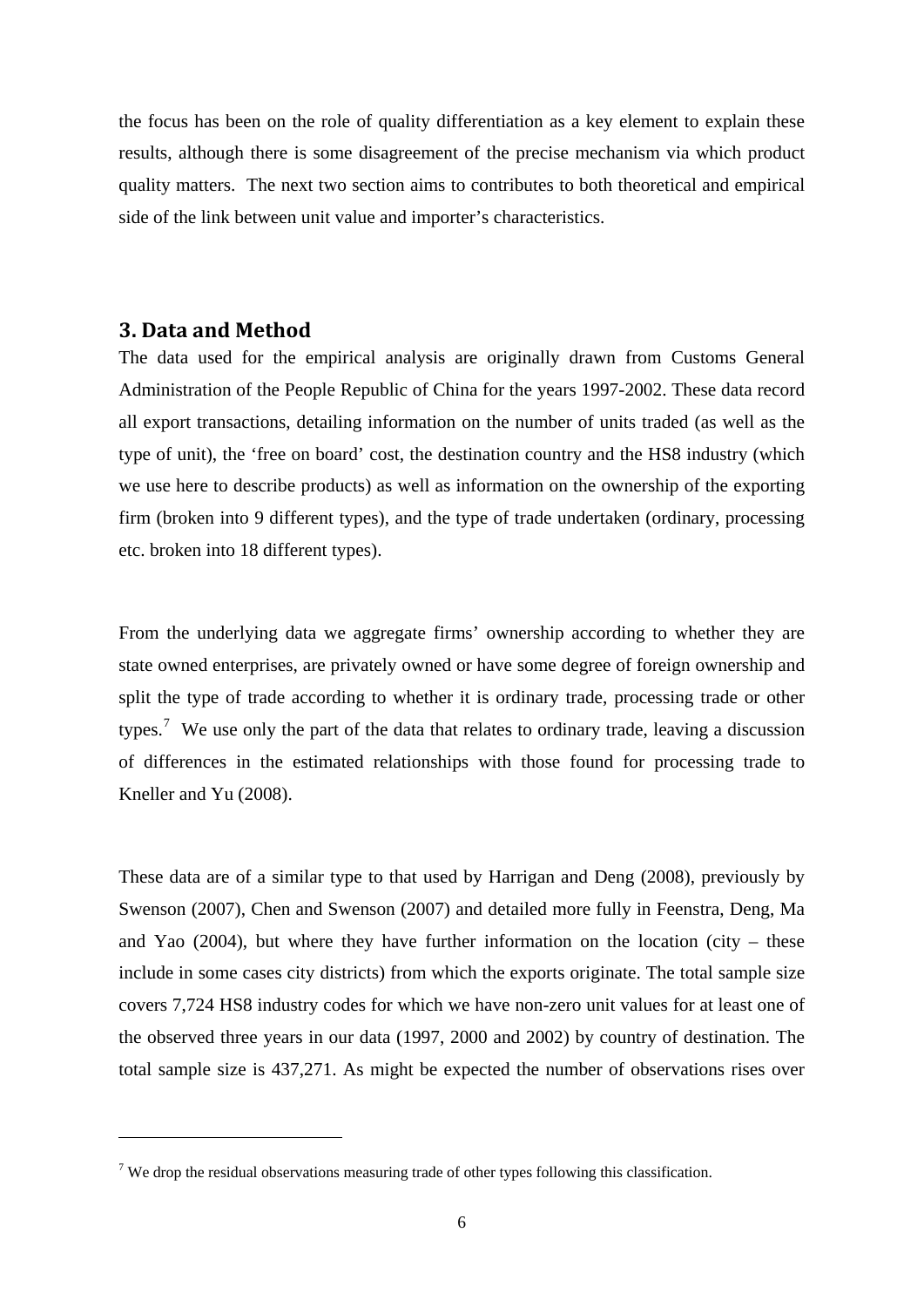the focus has been on the role of quality differentiation as a key element to explain these results, although there is some disagreement of the precise mechanism via which product quality matters. The next two section aims to contributes to both theoretical and empirical side of the link between unit value and importer's characteristics.

## 3. Data and Method

The data used for the empirical analysis are originally drawn from Customs General Administration of the People Republic of China for the years 1997-2002. These data record all export transactions, detailing information on the number of units traded (as well as the type of unit), the 'free on board' cost, the destination country and the HS8 industry (which we use here to describe products) as well as information on the ownership of the exporting firm (broken into 9 different types), and the type of trade undertaken (ordinary, processing etc. broken into 18 different types).

From the underlying data we aggregate firms' ownership according to whether they are state owned enterprises, are privately owned or have some degree of foreign ownership and split the type of trade according to whether it is ordinary trade, processing trade or other types.[7] We use only the part of the data that relates to ordinary trade, leaving a discussion of differences in the estimated relationships with those found for processing trade to Kneller and Yu (2008).

These data are of a similar type to that used by Harrigan and Deng (2008), previously by Swenson (2007), Chen and Swenson (2007) and detailed more fully in Feenstra, Deng, Ma and Yao (2004), but where they have further information on the location (city – these include in some cases city districts) from which the exports originate. The total sample size covers 7,724 HS8 industry codes for which we have non-zero unit values for at least one of the observed three years in our data (1997, 2000 and 2002) by country of destination. The total sample size is 437,271. As might be expected the number of observations rises over

[7] We drop the residual observations measuring trade of other types following this classification.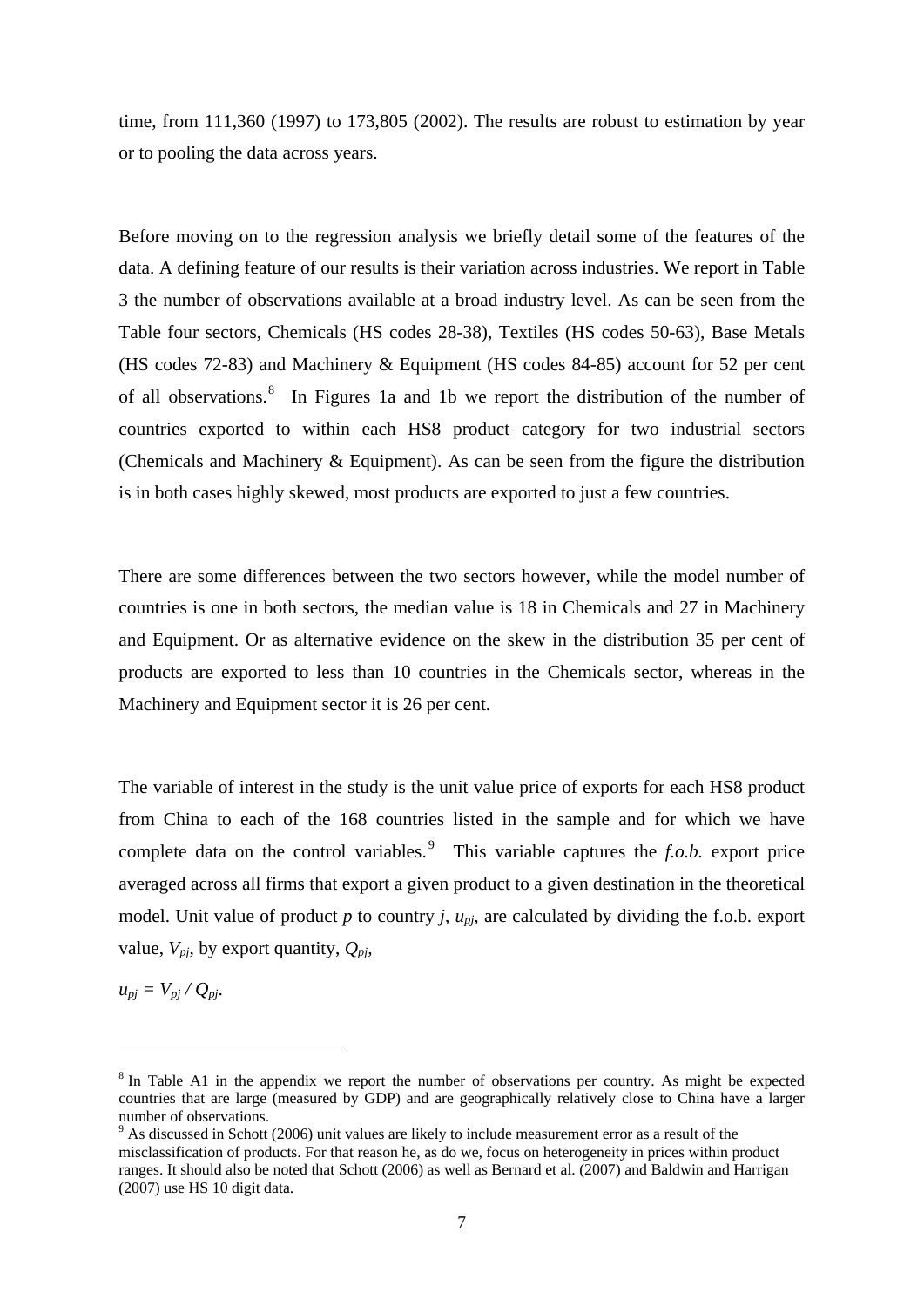time, from 111,360 (1997) to 173,805 (2002). The results are robust to estimation by year or to pooling the data across years.

Before moving on to the regression analysis we briefly detail some of the features of the data. A defining feature of our results is their variation across industries. We report in Table 3 the number of observations available at a broad industry level. As can be seen from the Table four sectors, Chemicals (HS codes 28-38), Textiles (HS codes 50-63), Base Metals (HS codes 72-83) and Machinery & Equipment (HS codes 84-85) account for 52 per cent of all observations.[8] In Figures 1a and 1b we report the distribution of the number of countries exported to within each HS8 product category for two industrial sectors (Chemicals and Machinery & Equipment). As can be seen from the figure the distribution is in both cases highly skewed, most products are exported to just a few countries.

There are some differences between the two sectors however, while the model number of countries is one in both sectors, the median value is 18 in Chemicals and 27 in Machinery and Equipment. Or as alternative evidence on the skew in the distribution 35 per cent of products are exported to less than 10 countries in the Chemicals sector, whereas in the Machinery and Equipment sector it is 26 per cent.

The variable of interest in the study is the unit value price of exports for each HS8 product from China to each of the 168 countries listed in the sample and for which we have complete data on the control variables.[9] This variable captures the *f.o.b.* export price averaged across all firms that export a given product to a given destination in the theoretical model. Unit value of product $p$ to country $j$, $u_{pj}$, are calculated by dividing the f.o.b. export value, $V_{pj}$, by export quantity, $Q_{pj}$,

$$u_{pj} = V_{pj} / Q_{pj}.$$

---

[8] In Table A1 in the appendix we report the number of observations per country. As might be expected countries that are large (measured by GDP) and are geographically relatively close to China have a larger number of observations.

[9] As discussed in Schott (2006) unit values are likely to include measurement error as a result of the misclassification of products. For that reason he, as do we, focus on heterogeneity in prices within product ranges. It should also be noted that Schott (2006) as well as Bernard et al. (2007) and Baldwin and Harrigan (2007) use HS 10 digit data.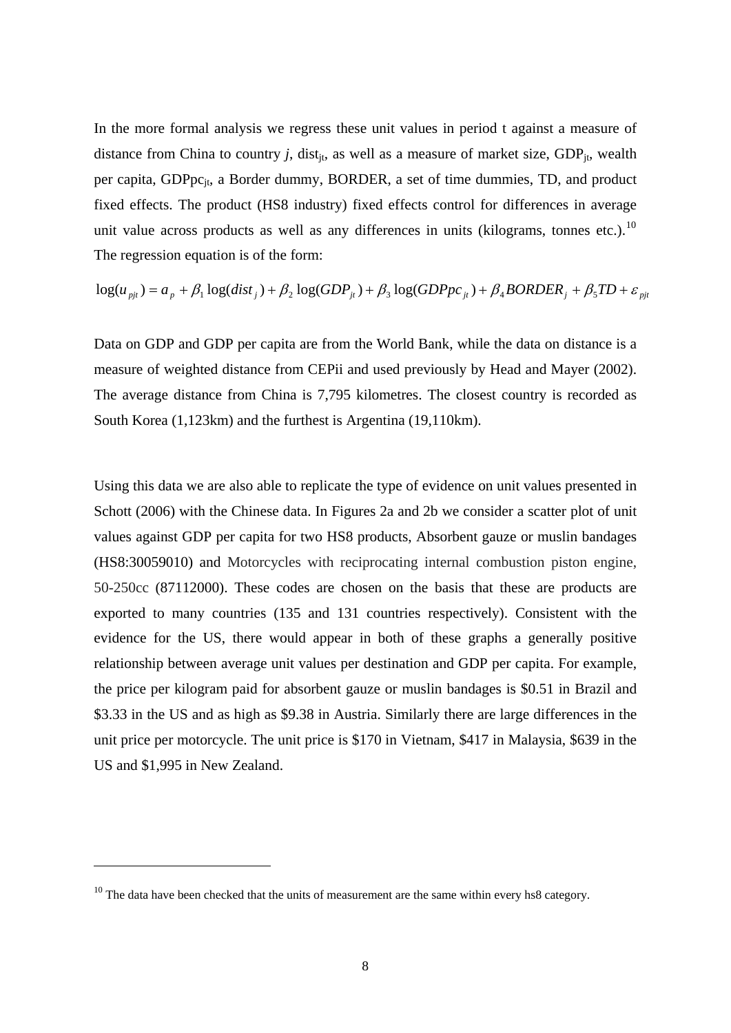In the more formal analysis we regress these unit values in period t against a measure of distance from China to country *j*, $dist_{jt}$, as well as a measure of market size, $GDP_{jt}$, wealth per capita, $GDPpc_{jt}$, a Border dummy, BORDER, a set of time dummies, TD, and product fixed effects. The product (HS8 industry) fixed effects control for differences in average unit value across products as well as any differences in units (kilograms, tonnes etc.).[10] The regression equation is of the form:

$$\log(u_{pjt}) = a_p + \beta_1 \log(dist_j) + \beta_2 \log(GDP_{jt}) + \beta_3 \log(GDPpc_{jt}) + \beta_4 BORDER_j + \beta_5 TD + \varepsilon_{pjt}$$

Data on GDP and GDP per capita are from the World Bank, while the data on distance is a measure of weighted distance from CEPii and used previously by Head and Mayer (2002). The average distance from China is 7,795 kilometres. The closest country is recorded as South Korea (1,123km) and the furthest is Argentina (19,110km).

Using this data we are also able to replicate the type of evidence on unit values presented in Schott (2006) with the Chinese data. In Figures 2a and 2b we consider a scatter plot of unit values against GDP per capita for two HS8 products, Absorbent gauze or muslin bandages (HS8:30059010) and Motorcycles with reciprocating internal combustion piston engine, 50-250cc (87112000). These codes are chosen on the basis that these are products are exported to many countries (135 and 131 countries respectively). Consistent with the evidence for the US, there would appear in both of these graphs a generally positive relationship between average unit values per destination and GDP per capita. For example, the price per kilogram paid for absorbent gauze or muslin bandages is \$0.51 in Brazil and \$3.33 in the US and as high as \$9.38 in Austria. Similarly there are large differences in the unit price per motorcycle. The unit price is \$170 in Vietnam, \$417 in Malaysia, \$639 in the US and \$1,995 in New Zealand.

[10] The data have been checked that the units of measurement are the same within every hs8 category.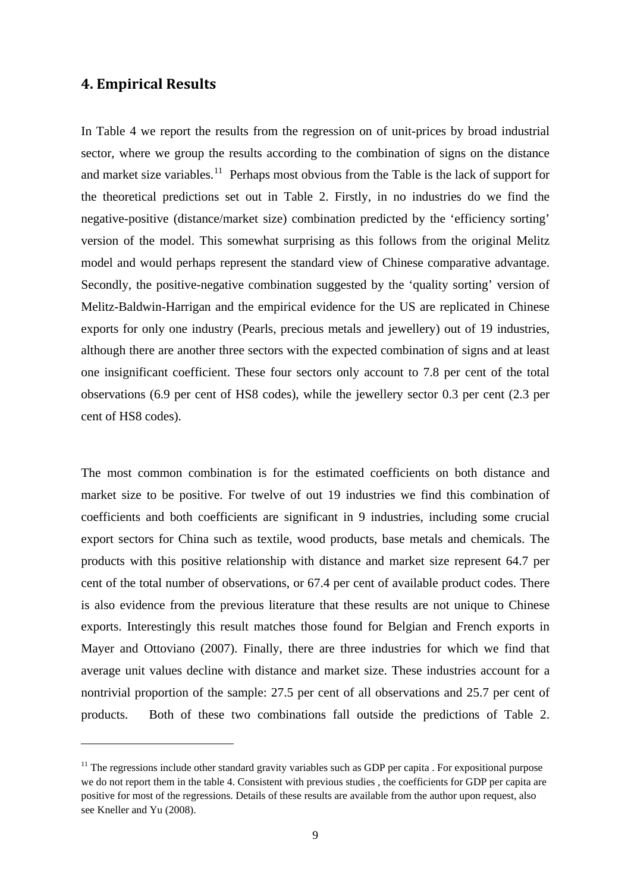## 4. Empirical Results

In Table 4 we report the results from the regression on of unit-prices by broad industrial sector, where we group the results according to the combination of signs on the distance and market size variables.[11] Perhaps most obvious from the Table is the lack of support for the theoretical predictions set out in Table 2. Firstly, in no industries do we find the negative-positive (distance/market size) combination predicted by the 'efficiency sorting' version of the model. This somewhat surprising as this follows from the original Melitz model and would perhaps represent the standard view of Chinese comparative advantage. Secondly, the positive-negative combination suggested by the 'quality sorting' version of Melitz-Baldwin-Harrigan and the empirical evidence for the US are replicated in Chinese exports for only one industry (Pearls, precious metals and jewellery) out of 19 industries, although there are another three sectors with the expected combination of signs and at least one insignificant coefficient. These four sectors only account to 7.8 per cent of the total observations (6.9 per cent of HS8 codes), while the jewellery sector 0.3 per cent (2.3 per cent of HS8 codes).

The most common combination is for the estimated coefficients on both distance and market size to be positive. For twelve of out 19 industries we find this combination of coefficients and both coefficients are significant in 9 industries, including some crucial export sectors for China such as textile, wood products, base metals and chemicals. The products with this positive relationship with distance and market size represent 64.7 per cent of the total number of observations, or 67.4 per cent of available product codes. There is also evidence from the previous literature that these results are not unique to Chinese exports. Interestingly this result matches those found for Belgian and French exports in Mayer and Ottoviano (2007). Finally, there are three industries for which we find that average unit values decline with distance and market size. These industries account for a nontrivial proportion of the sample: 27.5 per cent of all observations and 25.7 per cent of products. Both of these two combinations fall outside the predictions of Table 2.

[11] The regressions include other standard gravity variables such as GDP per capita . For expositional purpose we do not report them in the table 4. Consistent with previous studies , the coefficients for GDP per capita are positive for most of the regressions. Details of these results are available from the author upon request, also see Kneller and Yu (2008).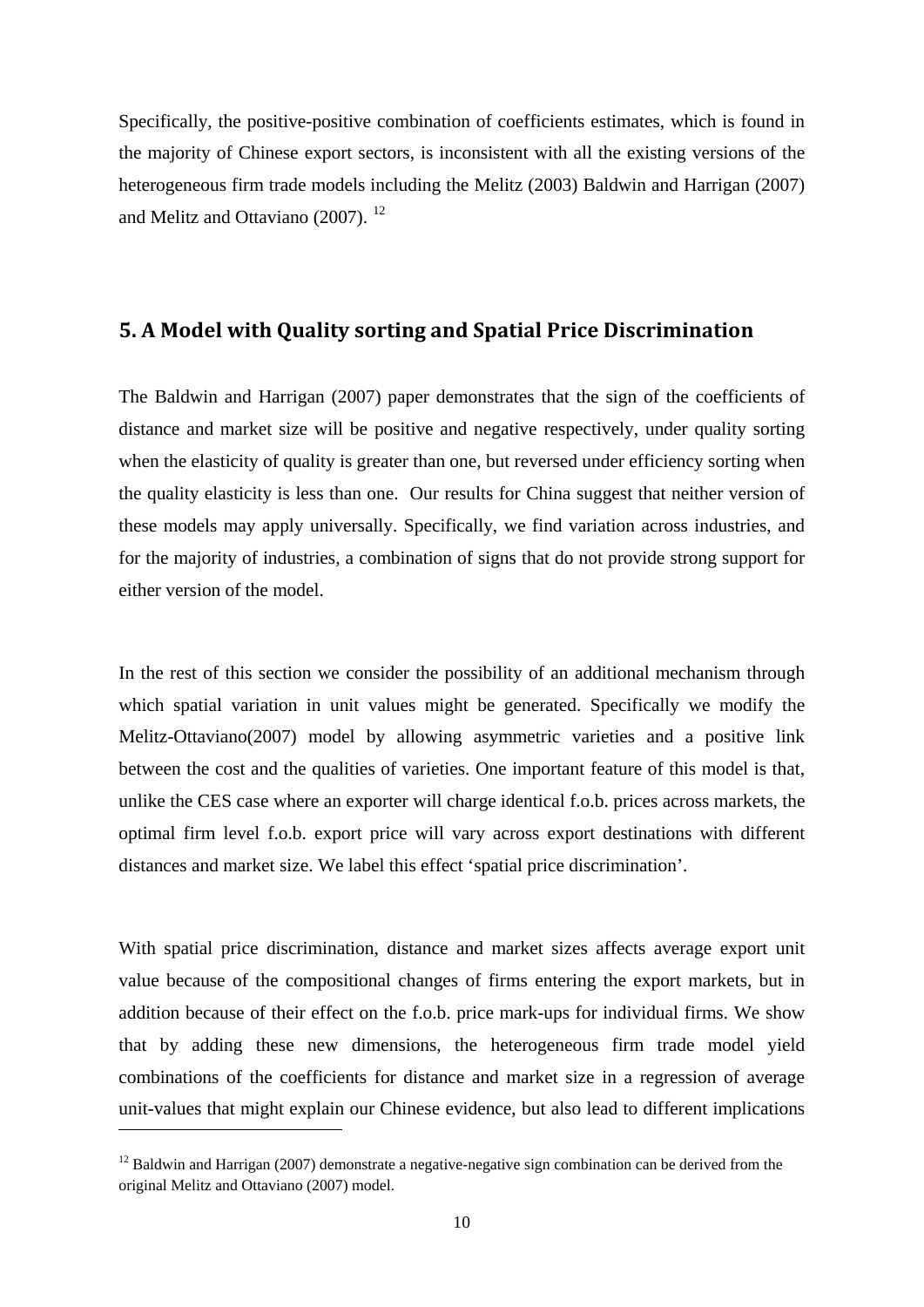Specifically, the positive-positive combination of coefficients estimates, which is found in the majority of Chinese export sectors, is inconsistent with all the existing versions of the heterogeneous firm trade models including the Melitz (2003) Baldwin and Harrigan (2007) and Melitz and Ottaviano (2007). [12]

## 5. A Model with Quality sorting and Spatial Price Discrimination

The Baldwin and Harrigan (2007) paper demonstrates that the sign of the coefficients of distance and market size will be positive and negative respectively, under quality sorting when the elasticity of quality is greater than one, but reversed under efficiency sorting when the quality elasticity is less than one. Our results for China suggest that neither version of these models may apply universally. Specifically, we find variation across industries, and for the majority of industries, a combination of signs that do not provide strong support for either version of the model.

In the rest of this section we consider the possibility of an additional mechanism through which spatial variation in unit values might be generated. Specifically we modify the Melitz-Ottaviano(2007) model by allowing asymmetric varieties and a positive link between the cost and the qualities of varieties. One important feature of this model is that, unlike the CES case where an exporter will charge identical f.o.b. prices across markets, the optimal firm level f.o.b. export price will vary across export destinations with different distances and market size. We label this effect 'spatial price discrimination'.

With spatial price discrimination, distance and market sizes affects average export unit value because of the compositional changes of firms entering the export markets, but in addition because of their effect on the f.o.b. price mark-ups for individual firms. We show that by adding these new dimensions, the heterogeneous firm trade model yield combinations of the coefficients for distance and market size in a regression of average unit-values that might explain our Chinese evidence, but also lead to different implications

[12] Baldwin and Harrigan (2007) demonstrate a negative-negative sign combination can be derived from the original Melitz and Ottaviano (2007) model.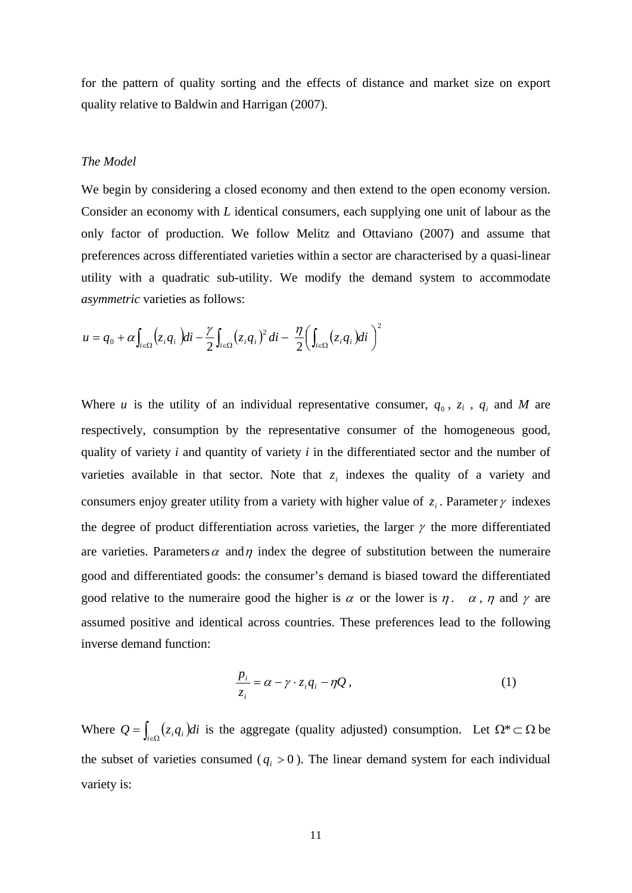for the pattern of quality sorting and the effects of distance and market size on export quality relative to Baldwin and Harrigan (2007).

*The Model*

We begin by considering a closed economy and then extend to the open economy version. Consider an economy with *L* identical consumers, each supplying one unit of labour as the only factor of production. We follow Melitz and Ottaviano (2007) and assume that preferences across differentiated varieties within a sector are characterised by a quasi-linear utility with a quadratic sub-utility. We modify the demand system to accommodate *asymmetric* varieties as follows:

$$u = q_0 + \alpha \int_{i\in\Omega} (z_i q_i) di - \frac{\gamma}{2} \int_{i\in\Omega} (z_i q_i)^2 di - \frac{\eta}{2} \left( \int_{i\in\Omega} (z_i q_i) di \right)^2$$

Where $u$ is the utility of an individual representative consumer, $q_0$, $z_i$, $q_i$ and $M$ are respectively, consumption by the representative consumer of the homogeneous good, quality of variety *i* and quantity of variety *i* in the differentiated sector and the number of varieties available in that sector. Note that $z_i$ indexes the quality of a variety and consumers enjoy greater utility from a variety with higher value of $z_i$. Parameter $\gamma$ indexes the degree of product differentiation across varieties, the larger $\gamma$ the more differentiated are varieties. Parameters $\alpha$ and $\eta$ index the degree of substitution between the numeraire good and differentiated goods: the consumer's demand is biased toward the differentiated good relative to the numeraire good the higher is $\alpha$ or the lower is $\eta$. $\alpha$, $\eta$ and $\gamma$ are assumed positive and identical across countries. These preferences lead to the following inverse demand function:

$$\frac{p_i}{z_i} = \alpha - \gamma \cdot z_i q_i - \eta Q, \tag{1}$$

Where $Q = \int_{i\in\Omega} (z_i q_i) di$ is the aggregate (quality adjusted) consumption. Let $\Omega^* \subset \Omega$ be the subset of varieties consumed ($q_i > 0$). The linear demand system for each individual variety is: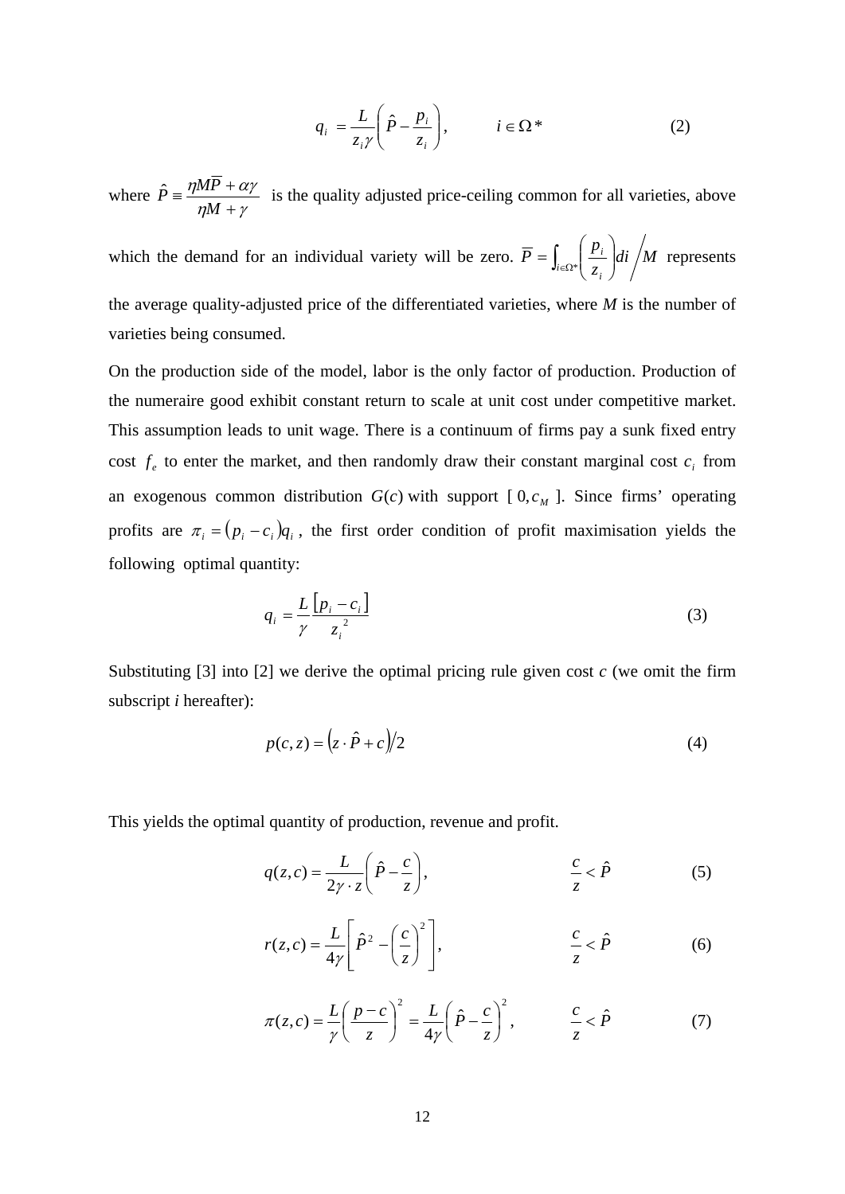$$q_i = \frac{L}{z_i \gamma}\left(\hat{P} - \frac{p_i}{z_i}\right), \qquad i \in \Omega^* \tag{2}$$

where $\hat{P} \equiv \dfrac{\eta M \overline{P} + \alpha\gamma}{\eta M + \gamma}$ is the quality adjusted price-ceiling common for all varieties, above which the demand for an individual variety will be zero. $\overline{P} = \int_{i\in\Omega^*}\left(\dfrac{p_i}{z_i}\right)di \Big/ M$ represents the average quality-adjusted price of the differentiated varieties, where $M$ is the number of varieties being consumed.

On the production side of the model, labor is the only factor of production. Production of the numeraire good exhibit constant return to scale at unit cost under competitive market. This assumption leads to unit wage. There is a continuum of firms pay a sunk fixed entry cost $f_e$ to enter the market, and then randomly draw their constant marginal cost $c_i$ from an exogenous common distribution $G(c)$ with support $[\,0, c_M\,]$. Since firms' operating profits are $\pi_i = (p_i - c_i)q_i$ , the first order condition of profit maximisation yields the following optimal quantity:

$$q_i = \frac{L}{\gamma}\frac{[p_i - c_i]}{{z_i}^2} \tag{3}$$

Substituting [3] into [2] we derive the optimal pricing rule given cost $c$ (we omit the firm subscript $i$ hereafter):

$$p(c,z) = \left(z \cdot \hat{P} + c\right)\!\big/ 2 \tag{4}$$

This yields the optimal quantity of production, revenue and profit.

$$q(z,c) = \frac{L}{2\gamma \cdot z}\left(\hat{P} - \frac{c}{z}\right), \qquad \frac{c}{z} < \hat{P} \tag{5}$$

$$r(z,c) = \frac{L}{4\gamma}\left[\hat{P}^2 - \left(\frac{c}{z}\right)^2\right], \qquad \frac{c}{z} < \hat{P} \tag{6}$$

$$\pi(z,c) = \frac{L}{\gamma}\left(\frac{p-c}{z}\right)^2 = \frac{L}{4\gamma}\left(\hat{P} - \frac{c}{z}\right)^2, \qquad \frac{c}{z} < \hat{P} \tag{7}$$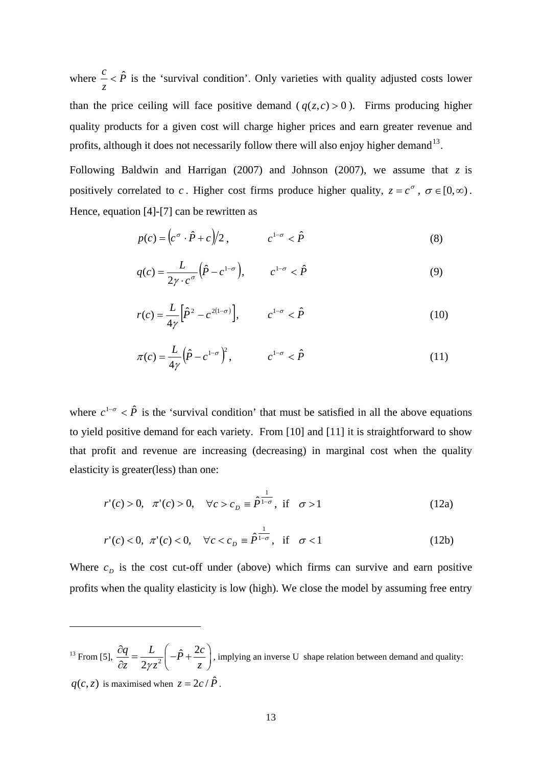where $\frac{c}{z} < \hat{P}$ is the 'survival condition'. Only varieties with quality adjusted costs lower than the price ceiling will face positive demand ( $q(z,c) > 0$ ). Firms producing higher quality products for a given cost will charge higher prices and earn greater revenue and profits, although it does not necessarily follow there will also enjoy higher demand[13].

Following Baldwin and Harrigan (2007) and Johnson (2007), we assume that $z$ is positively correlated to $c$. Higher cost firms produce higher quality, $z = c^{\sigma}$, $\sigma \in [0, \infty)$. Hence, equation [4]-[7] can be rewritten as

$$p(c) = \left(c^{\sigma} \cdot \hat{P} + c\right)\!/2, \qquad c^{1-\sigma} < \hat{P} \tag{8}$$

$$q(c) = \frac{L}{2\gamma \cdot c^{\sigma}}\left(\hat{P} - c^{1-\sigma}\right), \qquad c^{1-\sigma} < \hat{P} \tag{9}$$

$$r(c) = \frac{L}{4\gamma}\left[\hat{P}^2 - c^{2(1-\sigma)}\right], \qquad c^{1-\sigma} < \hat{P} \tag{10}$$

$$\pi(c) = \frac{L}{4\gamma}\left(\hat{P} - c^{1-\sigma}\right)^2, \qquad c^{1-\sigma} < \hat{P} \tag{11}$$

where $c^{1-\sigma} < \hat{P}$ is the 'survival condition' that must be satisfied in all the above equations to yield positive demand for each variety. From [10] and [11] it is straightforward to show that profit and revenue are increasing (decreasing) in marginal cost when the quality elasticity is greater(less) than one:

$$r'(c) > 0, \quad \pi'(c) > 0, \quad \forall c > c_D \equiv \hat{P}^{\frac{1}{1-\sigma}}, \text{ if } \quad \sigma > 1 \tag{12a}$$

$$r'(c) < 0, \quad \pi'(c) < 0, \quad \forall c < c_D \equiv \hat{P}^{\frac{1}{1-\sigma}}, \text{ if } \quad \sigma < 1 \tag{12b}$$

Where $c_D$ is the cost cut-off under (above) which firms can survive and earn positive profits when the quality elasticity is low (high). We close the model by assuming free entry

---

[13] From [5], $\frac{\partial q}{\partial z} = \frac{L}{2\gamma z^2}\left(-\hat{P} + \frac{2c}{z}\right)$, implying an inverse U shape relation between demand and quality: $q(c,z)$ is maximised when $z = 2c / \hat{P}$.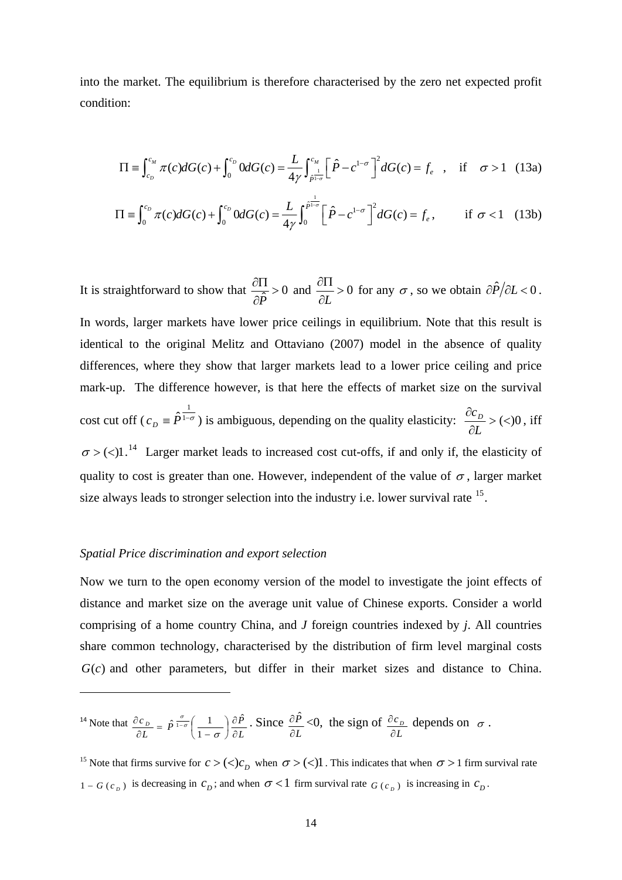into the market. The equilibrium is therefore characterised by the zero net expected profit condition:

$$\Pi \equiv \int_{c_D}^{c_M} \pi(c)dG(c) + \int_0^{c_D} 0dG(c) = \frac{L}{4\gamma}\int_{\hat{P}^{\frac{1}{1-\sigma}}}^{c_M} \left[\hat{P} - c^{1-\sigma}\right]^2 dG(c) = f_e \quad , \quad \text{if} \quad \sigma > 1 \quad (13a)$$

$$\Pi \equiv \int_0^{c_D} \pi(c)dG(c) + \int_0^{c_D} 0dG(c) = \frac{L}{4\gamma}\int_0^{\hat{P}^{\frac{1}{1-\sigma}}} \left[\hat{P} - c^{1-\sigma}\right]^2 dG(c) = f_e, \qquad \text{if } \sigma < 1 \quad (13b)$$

It is straightforward to show that $\frac{\partial \Pi}{\partial \hat{P}} > 0$ and $\frac{\partial \Pi}{\partial L} > 0$ for any $\sigma$, so we obtain $\partial \hat{P} / \partial L < 0$. In words, larger markets have lower price ceilings in equilibrium. Note that this result is identical to the original Melitz and Ottaviano (2007) model in the absence of quality differences, where they show that larger markets lead to a lower price ceiling and price mark-up. The difference however, is that here the effects of market size on the survival cost cut off ($c_D \equiv \hat{P}^{\frac{1}{1-\sigma}}$) is ambiguous, depending on the quality elasticity: $\frac{\partial c_D}{\partial L} > (<) 0$, iff $\sigma > (<) 1$.[14] Larger market leads to increased cost cut-offs, if and only if, the elasticity of quality to cost is greater than one. However, independent of the value of $\sigma$, larger market size always leads to stronger selection into the industry i.e. lower survival rate [15].

*Spatial Price discrimination and export selection*

Now we turn to the open economy version of the model to investigate the joint effects of distance and market size on the average unit value of Chinese exports. Consider a world comprising of a home country China, and $J$ foreign countries indexed by $j$. All countries share common technology, characterised by the distribution of firm level marginal costs $G(c)$ and other parameters, but differ in their market sizes and distance to China.

---

[14] Note that $\frac{\partial c_D}{\partial L} = \hat{P}^{\frac{\sigma}{1-\sigma}} \left(\frac{1}{1-\sigma}\right) \frac{\partial \hat{P}}{\partial L}$. Since $\frac{\partial \hat{P}}{\partial L}$ <0, the sign of $\frac{\partial c_D}{\partial L}$ depends on $\sigma$.

[15] Note that firms survive for $c > (<) c_D$ when $\sigma > (<) 1$. This indicates that when $\sigma > 1$ firm survival rate $1 - G(c_D)$ is decreasing in $c_D$; and when $\sigma < 1$ firm survival rate $G(c_D)$ is increasing in $c_D$.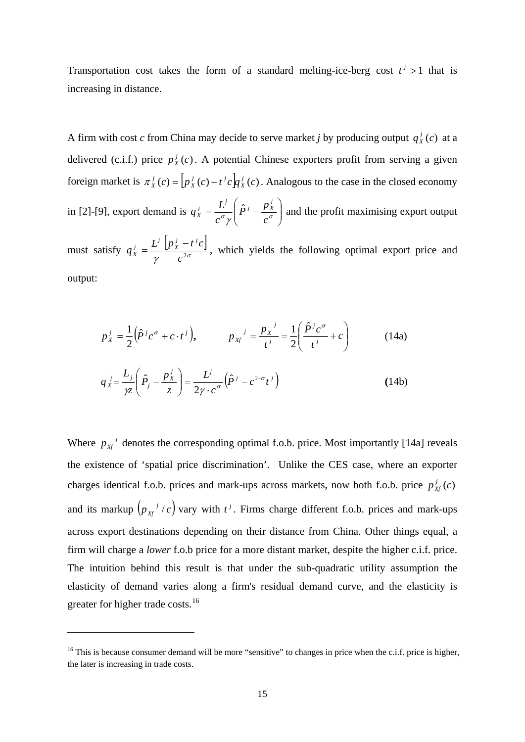Transportation cost takes the form of a standard melting-ice-berg cost $t^j > 1$ that is increasing in distance.

A firm with cost *c* from China may decide to serve market *j* by producing output $q_X^j(c)$ at a delivered (c.i.f.) price $p_X^j(c)$. A potential Chinese exporters profit from serving a given foreign market is $\pi_X^j(c) = \left[p_X^j(c) - t^j c\right] q_X^j(c)$. Analogous to the case in the closed economy in [2]-[9], export demand is $q_X^j = \frac{L^j}{c^\sigma \gamma}\left(\hat{P}^j - \frac{p_X^j}{c^\sigma}\right)$ and the profit maximising export output must satisfy $q_X^j = \frac{L^j}{\gamma}\frac{\left[p_X^j - t^j c\right]}{c^{2\sigma}}$, which yields the following optimal export price and output:

$$p_X^j = \frac{1}{2}\left(\hat{P}^j c^\sigma + c \cdot t^j\right), \qquad p_{Xf}{}^j = \frac{p_X{}^j}{t^j} = \frac{1}{2}\left(\frac{\hat{P}^j c^\sigma}{t^j} + c\right) \tag{14a}$$

$$q_X^j = \frac{L_j}{\gamma z}\left(\hat{P}_j - \frac{p_X^j}{z}\right) = \frac{L^j}{2\gamma \cdot c^\sigma}\left(\hat{P}^j - c^{1-\sigma} t^j\right) \tag{14b}$$

Where $p_{Xf}{}^j$ denotes the corresponding optimal f.o.b. price. Most importantly [14a] reveals the existence of 'spatial price discrimination'. Unlike the CES case, where an exporter charges identical f.o.b. prices and mark-ups across markets, now both f.o.b. price $p_{Xf}^j(c)$ and its markup $\left(p_{Xf}{}^j / c\right)$ vary with $t^j$. Firms charge different f.o.b. prices and mark-ups across export destinations depending on their distance from China. Other things equal, a firm will charge a *lower* f.o.b price for a more distant market, despite the higher c.i.f. price. The intuition behind this result is that under the sub-quadratic utility assumption the elasticity of demand varies along a firm's residual demand curve, and the elasticity is greater for higher trade costs.[16]

[16] This is because consumer demand will be more "sensitive" to changes in price when the c.i.f. price is higher, the later is increasing in trade costs.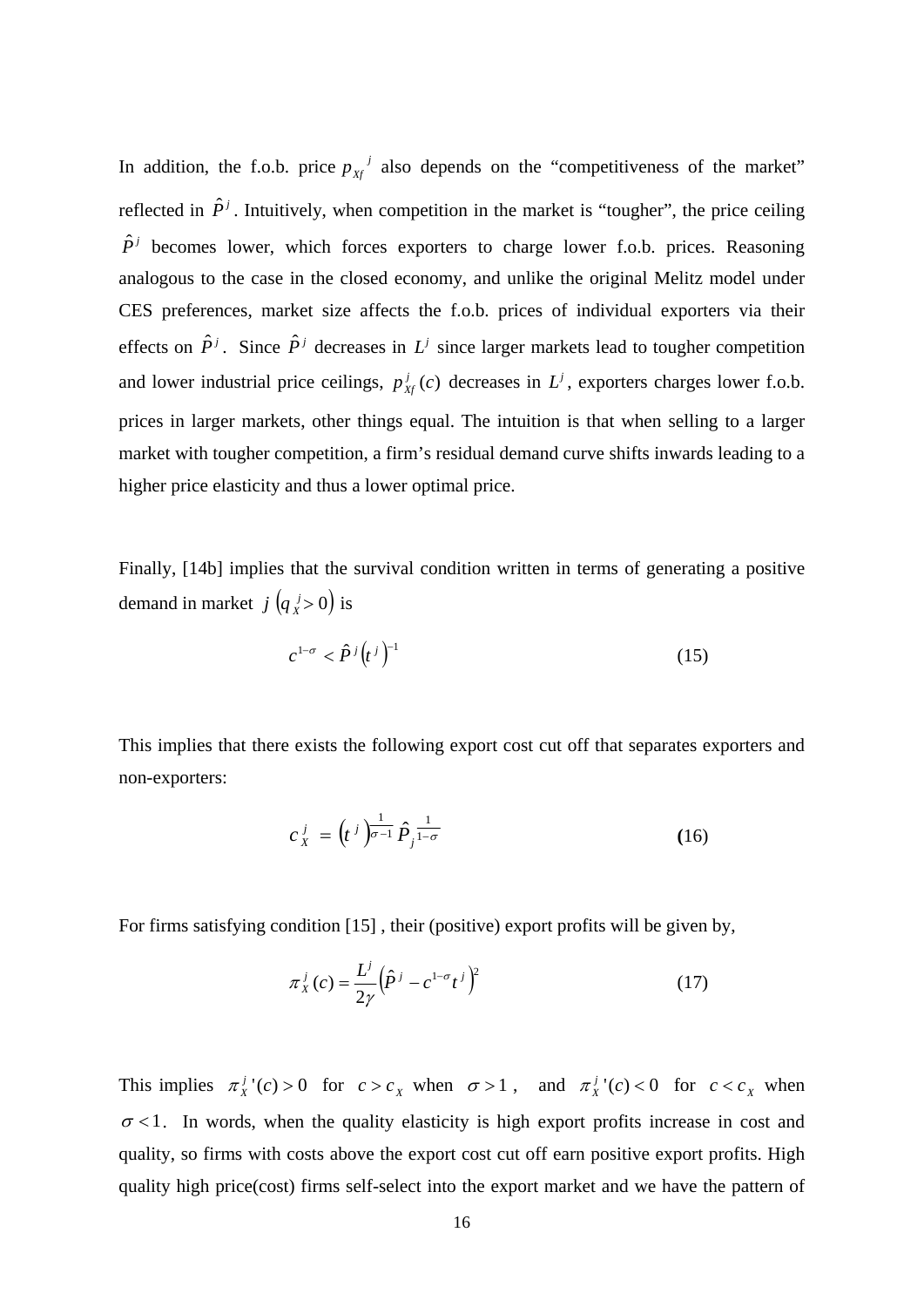In addition, the f.o.b. price $p_{Xf}^{\ j}$ also depends on the "competitiveness of the market" reflected in $\hat{P}^j$. Intuitively, when competition in the market is "tougher", the price ceiling $\hat{P}^j$ becomes lower, which forces exporters to charge lower f.o.b. prices. Reasoning analogous to the case in the closed economy, and unlike the original Melitz model under CES preferences, market size affects the f.o.b. prices of individual exporters via their effects on $\hat{P}^j$. Since $\hat{P}^j$ decreases in $L^j$ since larger markets lead to tougher competition and lower industrial price ceilings, $p_{Xf}^j(c)$ decreases in $L^j$, exporters charges lower f.o.b. prices in larger markets, other things equal. The intuition is that when selling to a larger market with tougher competition, a firm's residual demand curve shifts inwards leading to a higher price elasticity and thus a lower optimal price.

Finally, [14b] implies that the survival condition written in terms of generating a positive demand in market $j\ \left(q_X^{\ j} > 0\right)$ is

$$c^{1-\sigma} < \hat{P}^j \left(t^j\right)^{-1} \tag{15}$$

This implies that there exists the following export cost cut off that separates exporters and non-exporters:

$$c_X^{\ j} = \left(t^j\right)^{\frac{1}{\sigma-1}} \hat{P}_j^{\ \frac{1}{1-\sigma}} \tag{16}$$

For firms satisfying condition [15] , their (positive) export profits will be given by,

$$\pi_X^j(c) = \frac{L^j}{2\gamma}\left(\hat{P}^j - c^{1-\sigma} t^j\right)^2 \tag{17}$$

This implies $\pi_X^j{}'(c) > 0$ for $c > c_X$ when $\sigma > 1$, and $\pi_X^j{}'(c) < 0$ for $c < c_X$ when $\sigma < 1$. In words, when the quality elasticity is high export profits increase in cost and quality, so firms with costs above the export cost cut off earn positive export profits. High quality high price(cost) firms self-select into the export market and we have the pattern of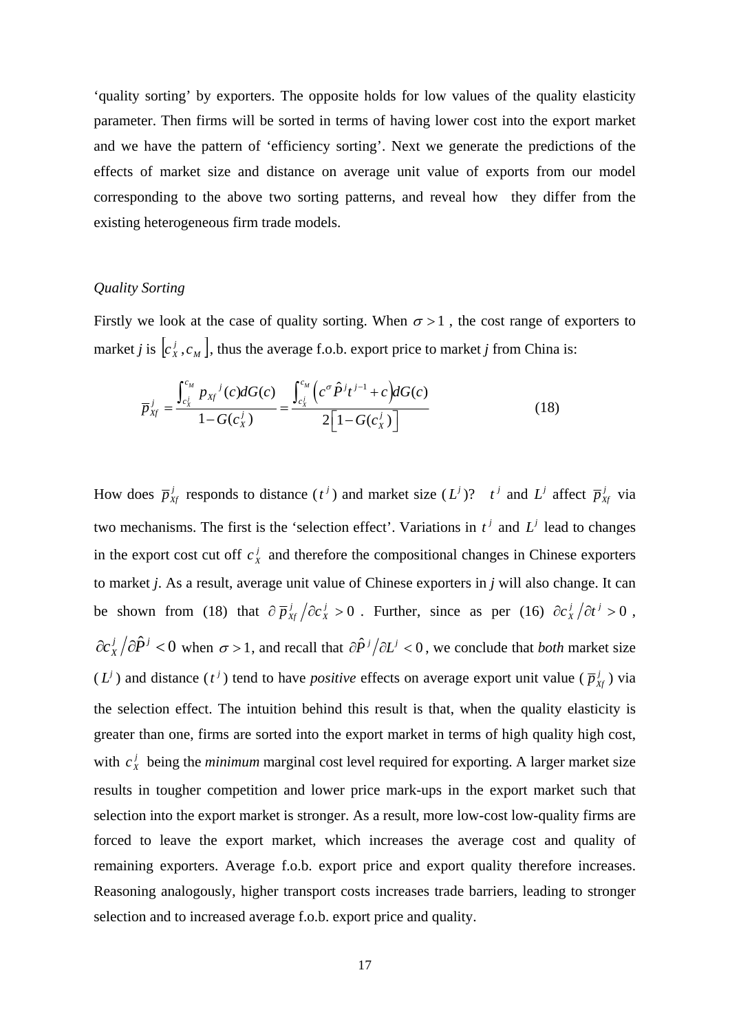'quality sorting' by exporters. The opposite holds for low values of the quality elasticity parameter. Then firms will be sorted in terms of having lower cost into the export market and we have the pattern of 'efficiency sorting'. Next we generate the predictions of the effects of market size and distance on average unit value of exports from our model corresponding to the above two sorting patterns, and reveal how they differ from the existing heterogeneous firm trade models.

*Quality Sorting*

Firstly we look at the case of quality sorting. When $\sigma > 1$ , the cost range of exporters to market *j* is $\left[c_X^j, c_M\right]$, thus the average f.o.b. export price to market *j* from China is:

$$\overline{p}_{Xf}^{j} = \frac{\int_{c_X^j}^{c_M} p_{Xf}{}^{j}(c)dG(c)}{1-G(c_X^j)} = \frac{\int_{c_X^j}^{c_M} \left(c^{\sigma}\hat{P}^{j}t^{j-1}+c\right)dG(c)}{2\left[1-G(c_X^j)\right]} \tag{18}$$

How does $\overline{p}_{Xf}^{j}$ responds to distance ($t^j$) and market size ($L^j$)? $t^j$ and $L^j$ affect $\overline{p}_{Xf}^{j}$ via two mechanisms. The first is the 'selection effect'. Variations in $t^j$ and $L^j$ lead to changes in the export cost cut off $c_X^j$ and therefore the compositional changes in Chinese exporters to market *j*. As a result, average unit value of Chinese exporters in *j* will also change. It can be shown from (18) that $\partial\,\overline{p}_{Xf}^{j}\big/\partial c_X^j > 0$ . Further, since as per (16) $\partial c_X^j\big/\partial t^j > 0$ , $\partial c_X^j\big/\partial \hat{P}^j < 0$ when $\sigma > 1$, and recall that $\partial \hat{P}^j\big/\partial L^j < 0$, we conclude that *both* market size ($L^j$) and distance ($t^j$) tend to have *positive* effects on average export unit value ($\overline{p}_{Xf}^{j}$) via the selection effect. The intuition behind this result is that, when the quality elasticity is greater than one, firms are sorted into the export market in terms of high quality high cost, with $c_X^j$ being the *minimum* marginal cost level required for exporting. A larger market size results in tougher competition and lower price mark-ups in the export market such that selection into the export market is stronger. As a result, more low-cost low-quality firms are forced to leave the export market, which increases the average cost and quality of remaining exporters. Average f.o.b. export price and export quality therefore increases. Reasoning analogously, higher transport costs increases trade barriers, leading to stronger selection and to increased average f.o.b. export price and quality.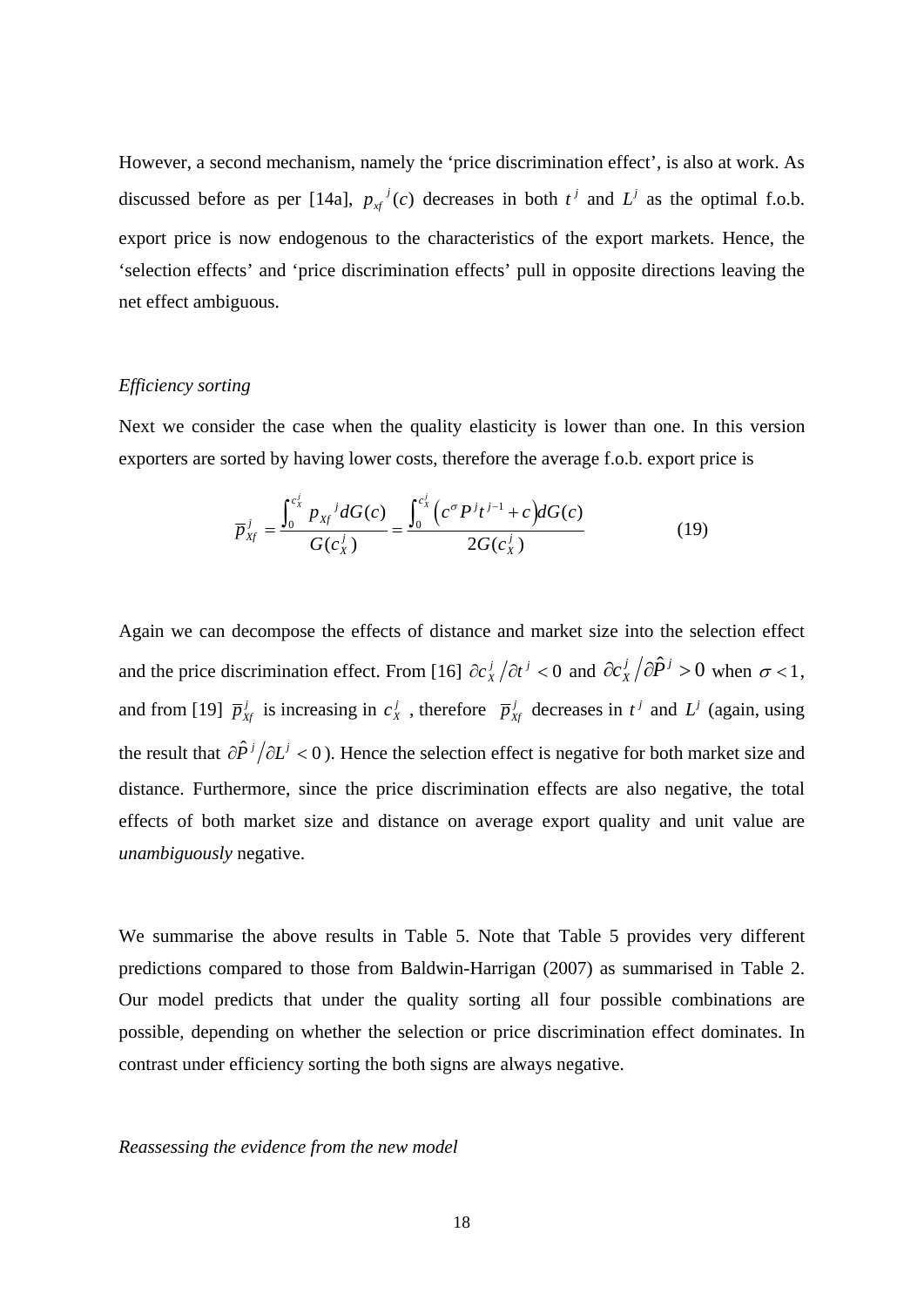However, a second mechanism, namely the ‘price discrimination effect’, is also at work. As discussed before as per [14a], $p_{xf}{}^{j}(c)$ decreases in both $t^{j}$ and $L^{j}$ as the optimal f.o.b. export price is now endogenous to the characteristics of the export markets. Hence, the ‘selection effects’ and ‘price discrimination effects’ pull in opposite directions leaving the net effect ambiguous.

*Efficiency sorting*

Next we consider the case when the quality elasticity is lower than one. In this version exporters are sorted by having lower costs, therefore the average f.o.b. export price is

$$\overline{p}_{Xf}^{j} = \frac{\int_{0}^{c_X^j} p_{Xf}{}^{j} dG(c)}{G(c_X^j)} = \frac{\int_{0}^{c_X^j} \left(c^{\sigma} P^{j} t^{j-1} + c\right) dG(c)}{2G(c_X^j)} \tag{19}$$

Again we can decompose the effects of distance and market size into the selection effect and the price discrimination effect. From [16] $\partial c_X^j / \partial t^j < 0$ and $\partial c_X^j / \partial \hat{P}^j > 0$ when $\sigma < 1$, and from [19] $\overline{p}_{Xf}^{j}$ is increasing in $c_X^j$, therefore $\overline{p}_{Xf}^{j}$ decreases in $t^j$ and $L^j$ (again, using the result that $\partial \hat{P}^j / \partial L^j < 0$). Hence the selection effect is negative for both market size and distance. Furthermore, since the price discrimination effects are also negative, the total effects of both market size and distance on average export quality and unit value are *unambiguously* negative.

We summarise the above results in Table 5. Note that Table 5 provides very different predictions compared to those from Baldwin-Harrigan (2007) as summarised in Table 2. Our model predicts that under the quality sorting all four possible combinations are possible, depending on whether the selection or price discrimination effect dominates. In contrast under efficiency sorting the both signs are always negative.

*Reassessing the evidence from the new model*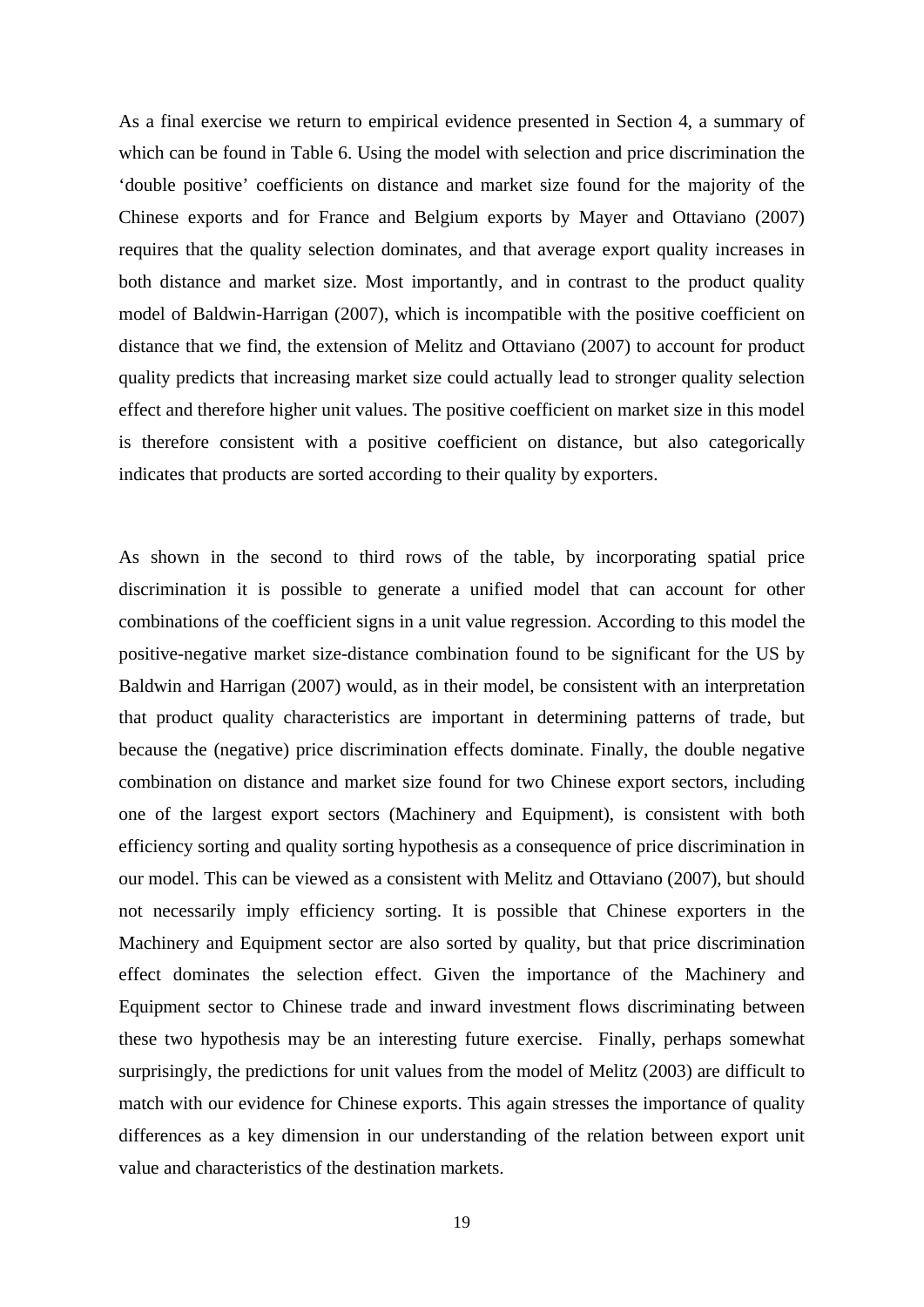As a final exercise we return to empirical evidence presented in Section 4, a summary of which can be found in Table 6. Using the model with selection and price discrimination the 'double positive' coefficients on distance and market size found for the majority of the Chinese exports and for France and Belgium exports by Mayer and Ottaviano (2007) requires that the quality selection dominates, and that average export quality increases in both distance and market size. Most importantly, and in contrast to the product quality model of Baldwin-Harrigan (2007), which is incompatible with the positive coefficient on distance that we find, the extension of Melitz and Ottaviano (2007) to account for product quality predicts that increasing market size could actually lead to stronger quality selection effect and therefore higher unit values. The positive coefficient on market size in this model is therefore consistent with a positive coefficient on distance, but also categorically indicates that products are sorted according to their quality by exporters.

As shown in the second to third rows of the table, by incorporating spatial price discrimination it is possible to generate a unified model that can account for other combinations of the coefficient signs in a unit value regression. According to this model the positive-negative market size-distance combination found to be significant for the US by Baldwin and Harrigan (2007) would, as in their model, be consistent with an interpretation that product quality characteristics are important in determining patterns of trade, but because the (negative) price discrimination effects dominate. Finally, the double negative combination on distance and market size found for two Chinese export sectors, including one of the largest export sectors (Machinery and Equipment), is consistent with both efficiency sorting and quality sorting hypothesis as a consequence of price discrimination in our model. This can be viewed as a consistent with Melitz and Ottaviano (2007), but should not necessarily imply efficiency sorting. It is possible that Chinese exporters in the Machinery and Equipment sector are also sorted by quality, but that price discrimination effect dominates the selection effect. Given the importance of the Machinery and Equipment sector to Chinese trade and inward investment flows discriminating between these two hypothesis may be an interesting future exercise. Finally, perhaps somewhat surprisingly, the predictions for unit values from the model of Melitz (2003) are difficult to match with our evidence for Chinese exports. This again stresses the importance of quality differences as a key dimension in our understanding of the relation between export unit value and characteristics of the destination markets.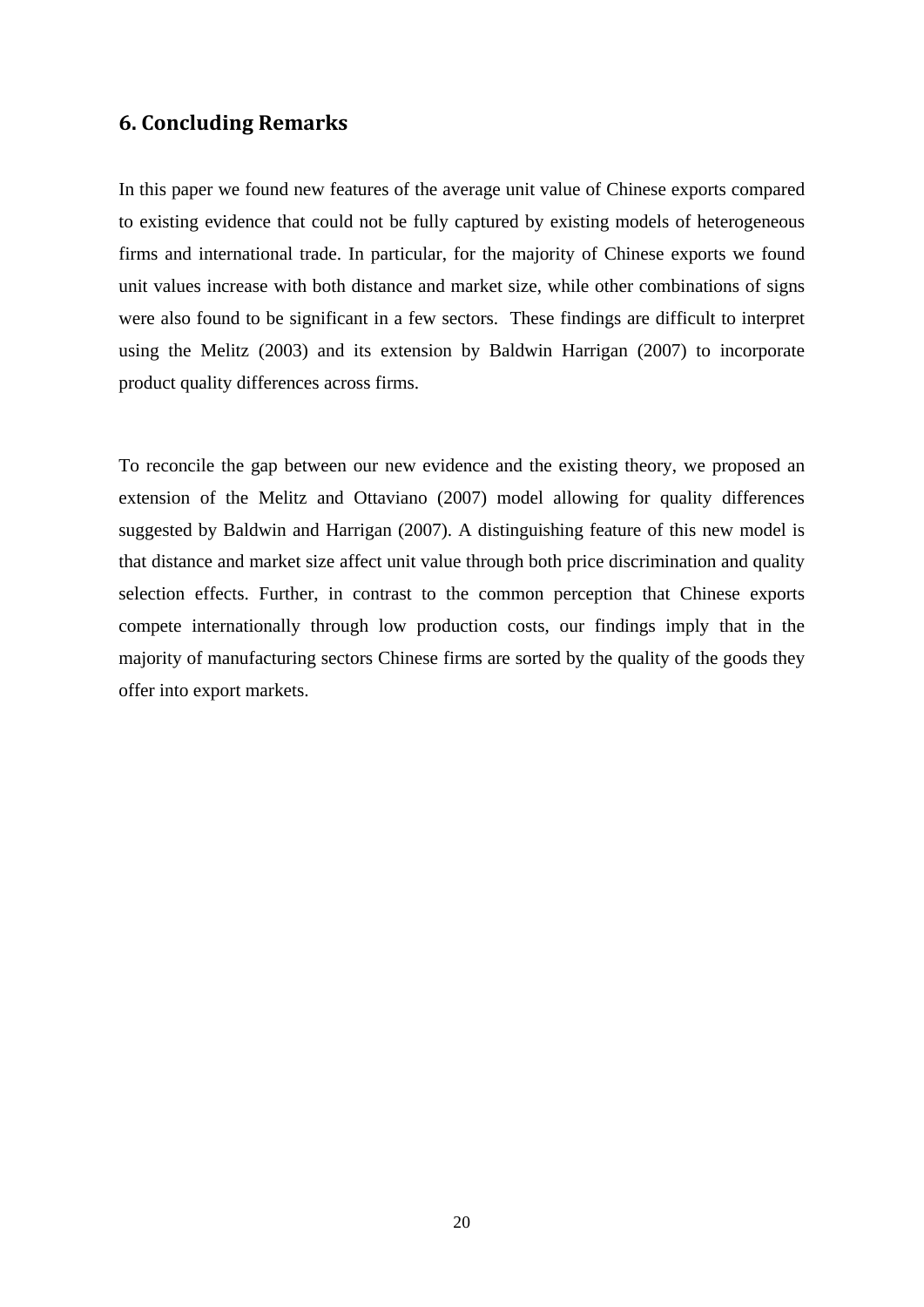## 6. Concluding Remarks

In this paper we found new features of the average unit value of Chinese exports compared to existing evidence that could not be fully captured by existing models of heterogeneous firms and international trade. In particular, for the majority of Chinese exports we found unit values increase with both distance and market size, while other combinations of signs were also found to be significant in a few sectors. These findings are difficult to interpret using the Melitz (2003) and its extension by Baldwin Harrigan (2007) to incorporate product quality differences across firms.

To reconcile the gap between our new evidence and the existing theory, we proposed an extension of the Melitz and Ottaviano (2007) model allowing for quality differences suggested by Baldwin and Harrigan (2007). A distinguishing feature of this new model is that distance and market size affect unit value through both price discrimination and quality selection effects. Further, in contrast to the common perception that Chinese exports compete internationally through low production costs, our findings imply that in the majority of manufacturing sectors Chinese firms are sorted by the quality of the goods they offer into export markets.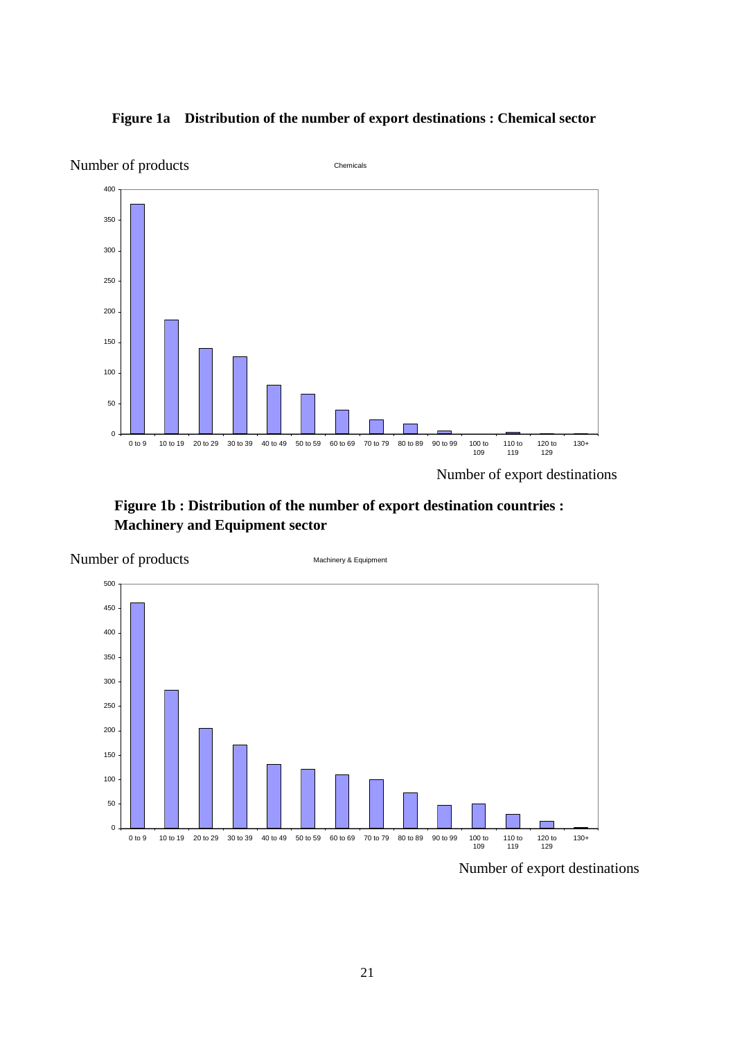**Figure 1a Distribution of the number of export destinations : Chemical sector**

Number of products

Chemicals

400
350
300
250
200
150
100
50
0

0 to 9
10 to 19
20 to 29
30 to 39
40 to 49
50 to 59
60 to 69
70 to 79
80 to 89
90 to 99
100 to 109
110 to 119
120 to 129
130+

Number of export destinations

**Figure 1b : Distribution of the number of export destination countries : Machinery and Equipment sector**

Number of products

Machinery & Equipment

500
450
400
350
300
250
200
150
100
50
0

0 to 9
10 to 19
20 to 29
30 to 39
40 to 49
50 to 59
60 to 69
70 to 79
80 to 89
90 to 99
100 to 109
110 to 119
120 to 129
130+

Number of export destinations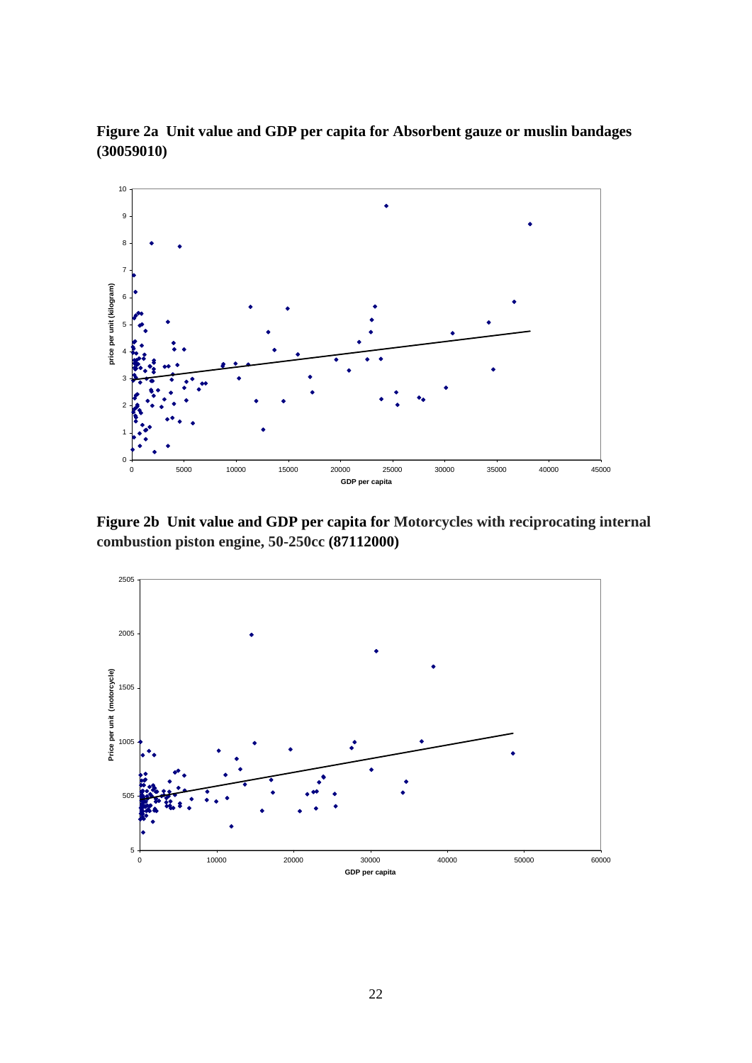**Figure 2a Unit value and GDP per capita for Absorbent gauze or muslin bandages (30059010)**

price per unit (kilogram)

10
9
8
7
6
5
4
3
2
1
0

0 5000 10000 15000 20000 25000 30000 35000 40000 45000

GDP per capita

**Figure 2b Unit value and GDP per capita for Motorcycles with reciprocating internal combustion piston engine, 50-250cc (87112000)**

Price per unit (motorcycle)

2505
2005
1505
1005
505
5

0 10000 20000 30000 40000 50000 60000

GDP per capita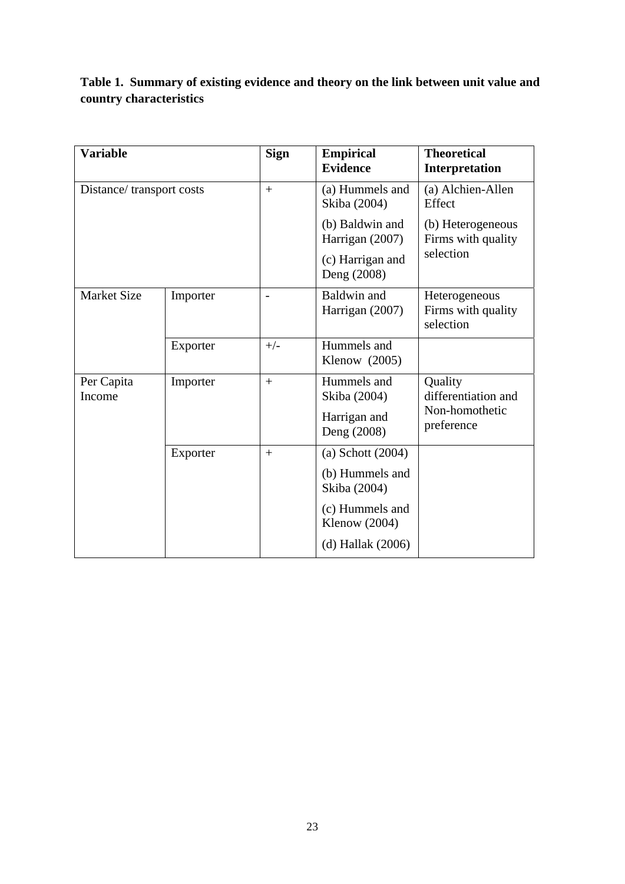**Table 1. Summary of existing evidence and theory on the link between unit value and country characteristics**

| Variable | | Sign | Empirical Evidence | Theoretical Interpretation |
|---|---|---|---|---|
| Distance/ transport costs | | + | (a) Hummels and Skiba (2004)<br>(b) Baldwin and Harrigan (2007)<br>(c) Harrigan and Deng (2008) | (a) Alchien-Allen Effect<br>(b) Heterogeneous Firms with quality selection |
| Market Size | Importer | - | Baldwin and Harrigan (2007) | Heterogeneous Firms with quality selection |
| | Exporter | +/- | Hummels and Klenow (2005) | |
| Per Capita Income | Importer | + | Hummels and Skiba (2004)<br>Harrigan and Deng (2008) | Quality differentiation and Non-homothetic preference |
| | Exporter | + | (a) Schott (2004)<br>(b) Hummels and Skiba (2004)<br>(c) Hummels and Klenow (2004)<br>(d) Hallak (2006) | |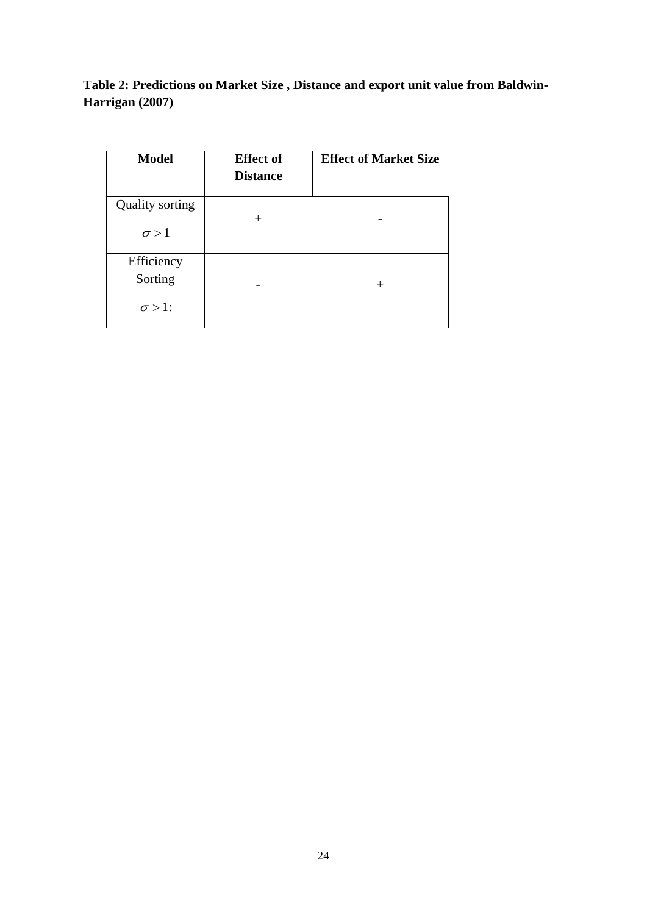**Table 2: Predictions on Market Size , Distance and export unit value from Baldwin-Harrigan (2007)**

| Model | Effect of Distance | Effect of Market Size |
|---|---|---|
| Quality sorting $\sigma > 1$ | + | - |
| Efficiency Sorting $\sigma > 1$: | - | + |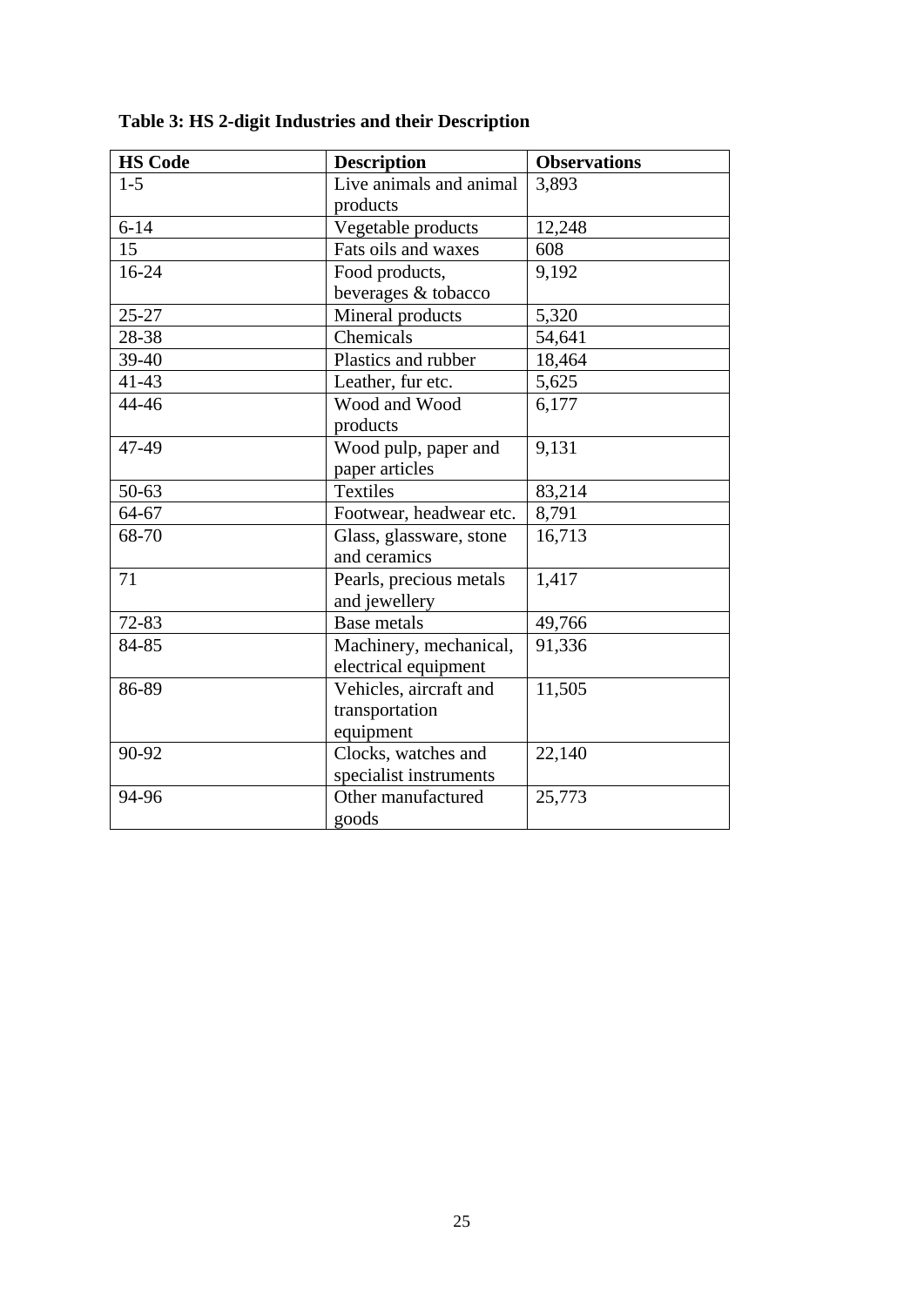**Table 3: HS 2-digit Industries and their Description**

| HS Code | Description | Observations |
| --- | --- | --- |
| 1-5 | Live animals and animal products | 3,893 |
| 6-14 | Vegetable products | 12,248 |
| 15 | Fats oils and waxes | 608 |
| 16-24 | Food products, beverages & tobacco | 9,192 |
| 25-27 | Mineral products | 5,320 |
| 28-38 | Chemicals | 54,641 |
| 39-40 | Plastics and rubber | 18,464 |
| 41-43 | Leather, fur etc. | 5,625 |
| 44-46 | Wood and Wood products | 6,177 |
| 47-49 | Wood pulp, paper and paper articles | 9,131 |
| 50-63 | Textiles | 83,214 |
| 64-67 | Footwear, headwear etc. | 8,791 |
| 68-70 | Glass, glassware, stone and ceramics | 16,713 |
| 71 | Pearls, precious metals and jewellery | 1,417 |
| 72-83 | Base metals | 49,766 |
| 84-85 | Machinery, mechanical, electrical equipment | 91,336 |
| 86-89 | Vehicles, aircraft and transportation equipment | 11,505 |
| 90-92 | Clocks, watches and specialist instruments | 22,140 |
| 94-96 | Other manufactured goods | 25,773 |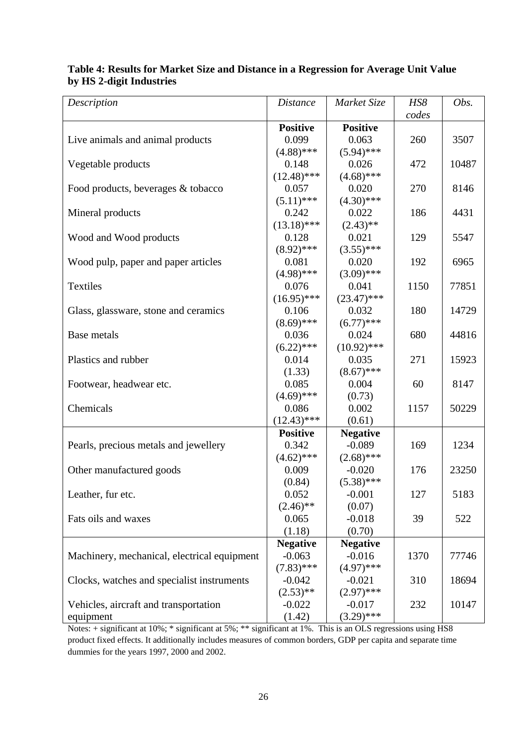**Table 4: Results for Market Size and Distance in a Regression for Average Unit Value by HS 2-digit Industries**

| *Description* | *Distance* | *Market Size* | *HS8 codes* | *Obs.* |
|---|---|---|---|---|
| | **Positive** | **Positive** | | |
| Live animals and animal products | 0.099<br>(4.88)*** | 0.063<br>(5.94)*** | 260 | 3507 |
| Vegetable products | 0.148<br>(12.48)*** | 0.026<br>(4.68)*** | 472 | 10487 |
| Food products, beverages & tobacco | 0.057<br>(5.11)*** | 0.020<br>(4.30)*** | 270 | 8146 |
| Mineral products | 0.242<br>(13.18)*** | 0.022<br>(2.43)** | 186 | 4431 |
| Wood and Wood products | 0.128<br>(8.92)*** | 0.021<br>(3.55)*** | 129 | 5547 |
| Wood pulp, paper and paper articles | 0.081<br>(4.98)*** | 0.020<br>(3.09)*** | 192 | 6965 |
| Textiles | 0.076<br>(16.95)*** | 0.041<br>(23.47)*** | 1150 | 77851 |
| Glass, glassware, stone and ceramics | 0.106<br>(8.69)*** | 0.032<br>(6.77)*** | 180 | 14729 |
| Base metals | 0.036<br>(6.22)*** | 0.024<br>(10.92)*** | 680 | 44816 |
| Plastics and rubber | 0.014<br>(1.33) | 0.035<br>(8.67)*** | 271 | 15923 |
| Footwear, headwear etc. | 0.085<br>(4.69)*** | 0.004<br>(0.73) | 60 | 8147 |
| Chemicals | 0.086<br>(12.43)*** | 0.002<br>(0.61) | 1157 | 50229 |
| | **Positive** | **Negative** | | |
| Pearls, precious metals and jewellery | 0.342<br>(4.62)*** | -0.089<br>(2.68)*** | 169 | 1234 |
| Other manufactured goods | 0.009<br>(0.84) | -0.020<br>(5.38)*** | 176 | 23250 |
| Leather, fur etc. | 0.052<br>(2.46)** | -0.001<br>(0.07) | 127 | 5183 |
| Fats oils and waxes | 0.065<br>(1.18) | -0.018<br>(0.70) | 39 | 522 |
| | **Negative** | **Negative** | | |
| Machinery, mechanical, electrical equipment | -0.063<br>(7.83)*** | -0.016<br>(4.97)*** | 1370 | 77746 |
| Clocks, watches and specialist instruments | -0.042<br>(2.53)** | -0.021<br>(2.97)*** | 310 | 18694 |
| Vehicles, aircraft and transportation equipment | -0.022<br>(1.42) | -0.017<br>(3.29)*** | 232 | 10147 |

Notes: + significant at 10%; * significant at 5%; ** significant at 1%. This is an OLS regressions using HS8 product fixed effects. It additionally includes measures of common borders, GDP per capita and separate time dummies for the years 1997, 2000 and 2002.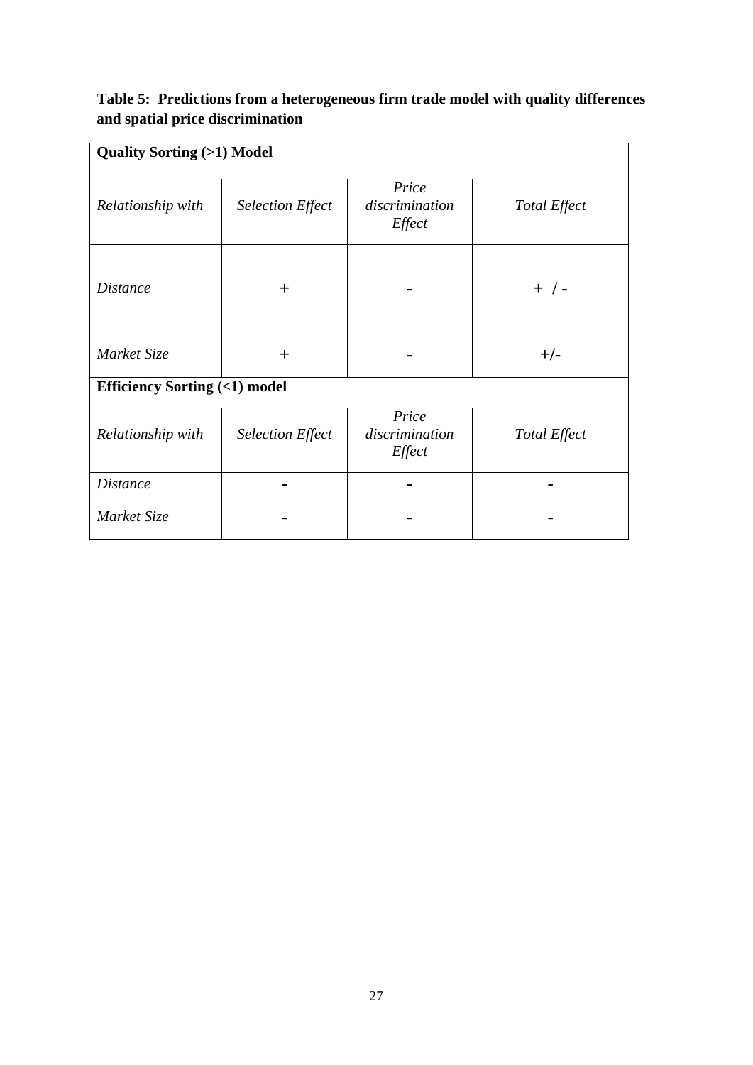**Table 5: Predictions from a heterogeneous firm trade model with quality differences and spatial price discrimination**

| **Quality Sorting (>1) Model** | | | |
|---|---|---|---|
| *Relationship with* | *Selection Effect* | *Price discrimination Effect* | *Total Effect* |
| *Distance* | + | - | + / - |
| *Market Size* | + | - | +/- |
| **Efficiency Sorting (<1) model** | | | |
| *Relationship with* | *Selection Effect* | *Price discrimination Effect* | *Total Effect* |
| *Distance* | - | - | - |
| *Market Size* | - | - | - |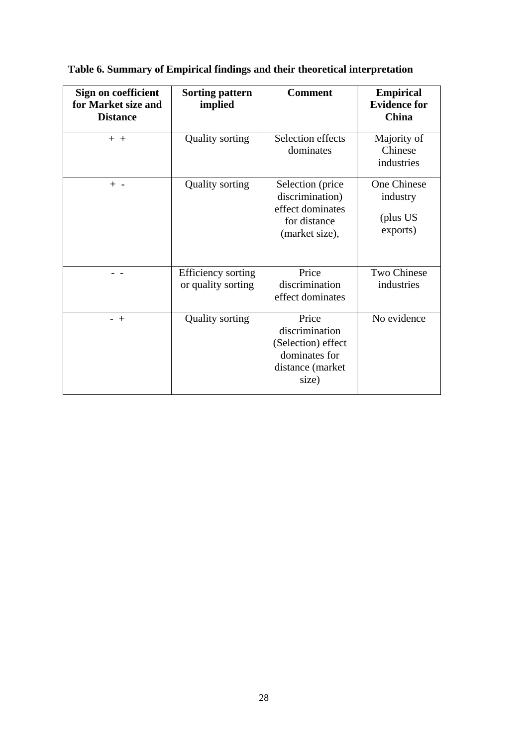**Table 6. Summary of Empirical findings and their theoretical interpretation**

| Sign on coefficient for Market size and Distance | Sorting pattern implied | Comment | Empirical Evidence for China |
|---|---|---|---|
| + + | Quality sorting | Selection effects dominates | Majority of Chinese industries |
| + - | Quality sorting | Selection (price discrimination) effect dominates for distance (market size), | One Chinese industry (plus US exports) |
| - - | Efficiency sorting or quality sorting | Price discrimination effect dominates | Two Chinese industries |
| - + | Quality sorting | Price discrimination (Selection) effect dominates for distance (market size) | No evidence |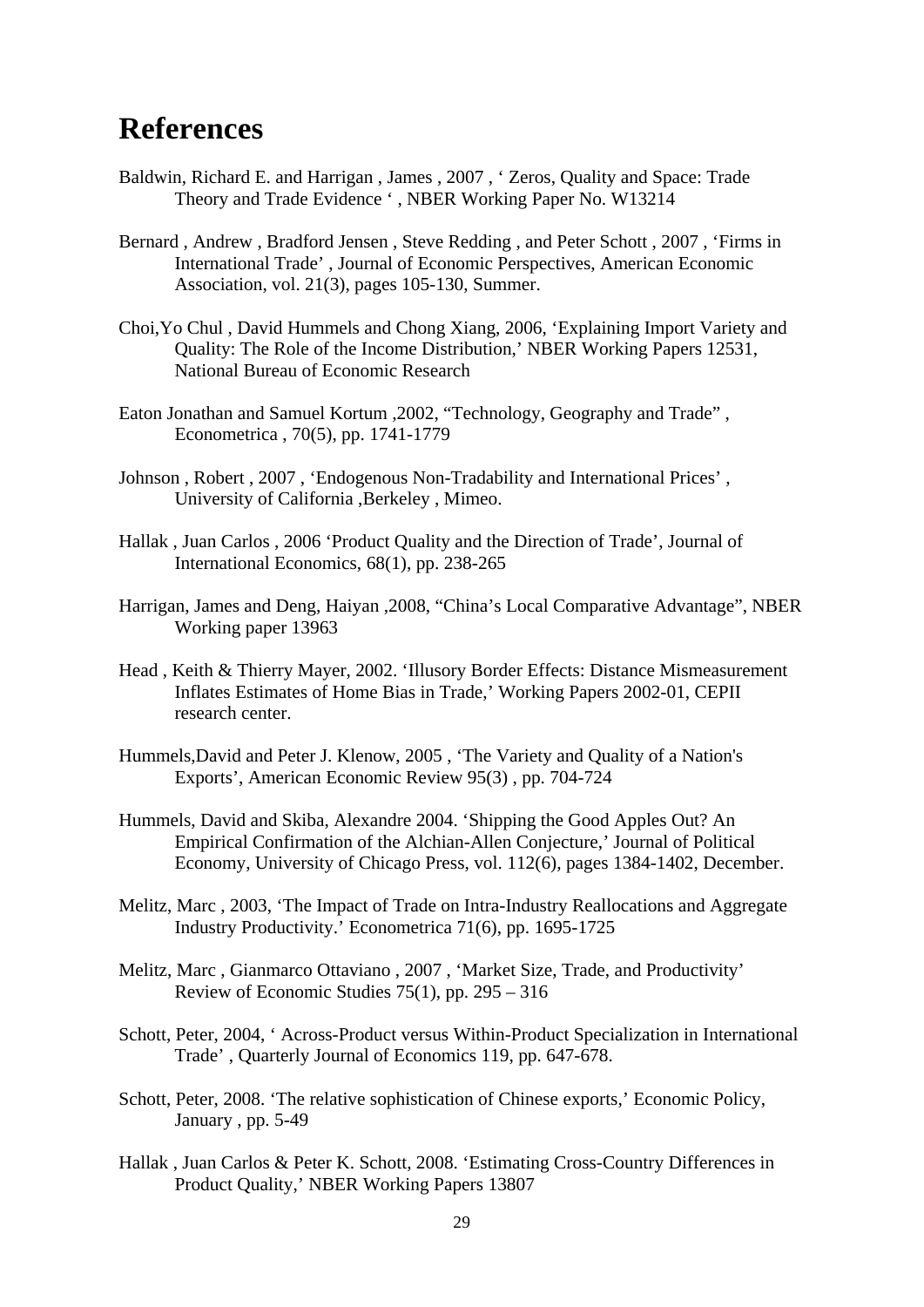# References

Baldwin, Richard E. and Harrigan , James , 2007 , ‘ Zeros, Quality and Space: Trade Theory and Trade Evidence ‘ , NBER Working Paper No. W13214

Bernard , Andrew , Bradford Jensen , Steve Redding , and Peter Schott , 2007 , ‘Firms in International Trade’ , Journal of Economic Perspectives, American Economic Association, vol. 21(3), pages 105-130, Summer.

Choi,Yo Chul , David Hummels and Chong Xiang, 2006, ‘Explaining Import Variety and Quality: The Role of the Income Distribution,’ NBER Working Papers 12531, National Bureau of Economic Research

Eaton Jonathan and Samuel Kortum ,2002, “Technology, Geography and Trade” , Econometrica , 70(5), pp. 1741-1779

Johnson , Robert , 2007 , ‘Endogenous Non-Tradability and International Prices’ , University of California ,Berkeley , Mimeo.

Hallak , Juan Carlos , 2006 ‘Product Quality and the Direction of Trade’, Journal of International Economics, 68(1), pp. 238-265

Harrigan, James and Deng, Haiyan ,2008, “China’s Local Comparative Advantage”, NBER Working paper 13963

Head , Keith & Thierry Mayer, 2002. ‘Illusory Border Effects: Distance Mismeasurement Inflates Estimates of Home Bias in Trade,’ Working Papers 2002-01, CEPII research center.

Hummels,David and Peter J. Klenow, 2005 , ‘The Variety and Quality of a Nation's Exports’, American Economic Review 95(3) , pp. 704-724

Hummels, David and Skiba, Alexandre 2004. ‘Shipping the Good Apples Out? An Empirical Confirmation of the Alchian-Allen Conjecture,’ Journal of Political Economy, University of Chicago Press, vol. 112(6), pages 1384-1402, December.

Melitz, Marc , 2003, ‘The Impact of Trade on Intra-Industry Reallocations and Aggregate Industry Productivity.’ Econometrica 71(6), pp. 1695-1725

Melitz, Marc , Gianmarco Ottaviano , 2007 , ‘Market Size, Trade, and Productivity’ Review of Economic Studies 75(1), pp. 295 – 316

Schott, Peter, 2004, ‘ Across-Product versus Within-Product Specialization in International Trade’ , Quarterly Journal of Economics 119, pp. 647-678.

Schott, Peter, 2008. ‘The relative sophistication of Chinese exports,’ Economic Policy, January , pp. 5-49

Hallak , Juan Carlos & Peter K. Schott, 2008. ‘Estimating Cross-Country Differences in Product Quality,’ NBER Working Papers 13807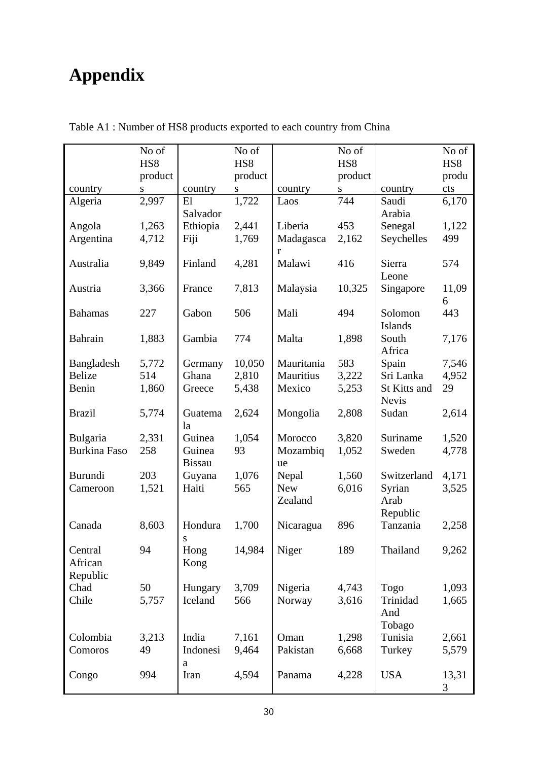# Appendix

Table A1 : Number of HS8 products exported to each country from China

| country | No of HS8 products | country | No of HS8 products | country | No of HS8 products | country | No of HS8 products |
|---|---|---|---|---|---|---|---|
| Algeria | 2,997 | El Salvador | 1,722 | Laos | 744 | Saudi Arabia | 6,170 |
| Angola | 1,263 | Ethiopia | 2,441 | Liberia | 453 | Senegal | 1,122 |
| Argentina | 4,712 | Fiji | 1,769 | Madagascar | 2,162 | Seychelles | 499 |
| Australia | 9,849 | Finland | 4,281 | Malawi | 416 | Sierra Leone | 574 |
| Austria | 3,366 | France | 7,813 | Malaysia | 10,325 | Singapore | 11,096 |
| Bahamas | 227 | Gabon | 506 | Mali | 494 | Solomon Islands | 443 |
| Bahrain | 1,883 | Gambia | 774 | Malta | 1,898 | South Africa | 7,176 |
| Bangladesh | 5,772 | Germany | 10,050 | Mauritania | 583 | Spain | 7,546 |
| Belize | 514 | Ghana | 2,810 | Mauritius | 3,222 | Sri Lanka | 4,952 |
| Benin | 1,860 | Greece | 5,438 | Mexico | 5,253 | St Kitts and Nevis | 29 |
| Brazil | 5,774 | Guatemala | 2,624 | Mongolia | 2,808 | Sudan | 2,614 |
| Bulgaria | 2,331 | Guinea | 1,054 | Morocco | 3,820 | Suriname | 1,520 |
| Burkina Faso | 258 | Guinea Bissau | 93 | Mozambique | 1,052 | Sweden | 4,778 |
| Burundi | 203 | Guyana | 1,076 | Nepal | 1,560 | Switzerland | 4,171 |
| Cameroon | 1,521 | Haiti | 565 | New Zealand | 6,016 | Syrian Arab Republic | 3,525 |
| Canada | 8,603 | Honduras | 1,700 | Nicaragua | 896 | Tanzania | 2,258 |
| Central African Republic | 94 | Hong Kong | 14,984 | Niger | 189 | Thailand | 9,262 |
| Chad | 50 | Hungary | 3,709 | Nigeria | 4,743 | Togo | 1,093 |
| Chile | 5,757 | Iceland | 566 | Norway | 3,616 | Trinidad And Tobago | 1,665 |
| Colombia | 3,213 | India | 7,161 | Oman | 1,298 | Tunisia | 2,661 |
| Comoros | 49 | Indonesia | 9,464 | Pakistan | 6,668 | Turkey | 5,579 |
| Congo | 994 | Iran | 4,594 | Panama | 4,228 | USA | 13,313 |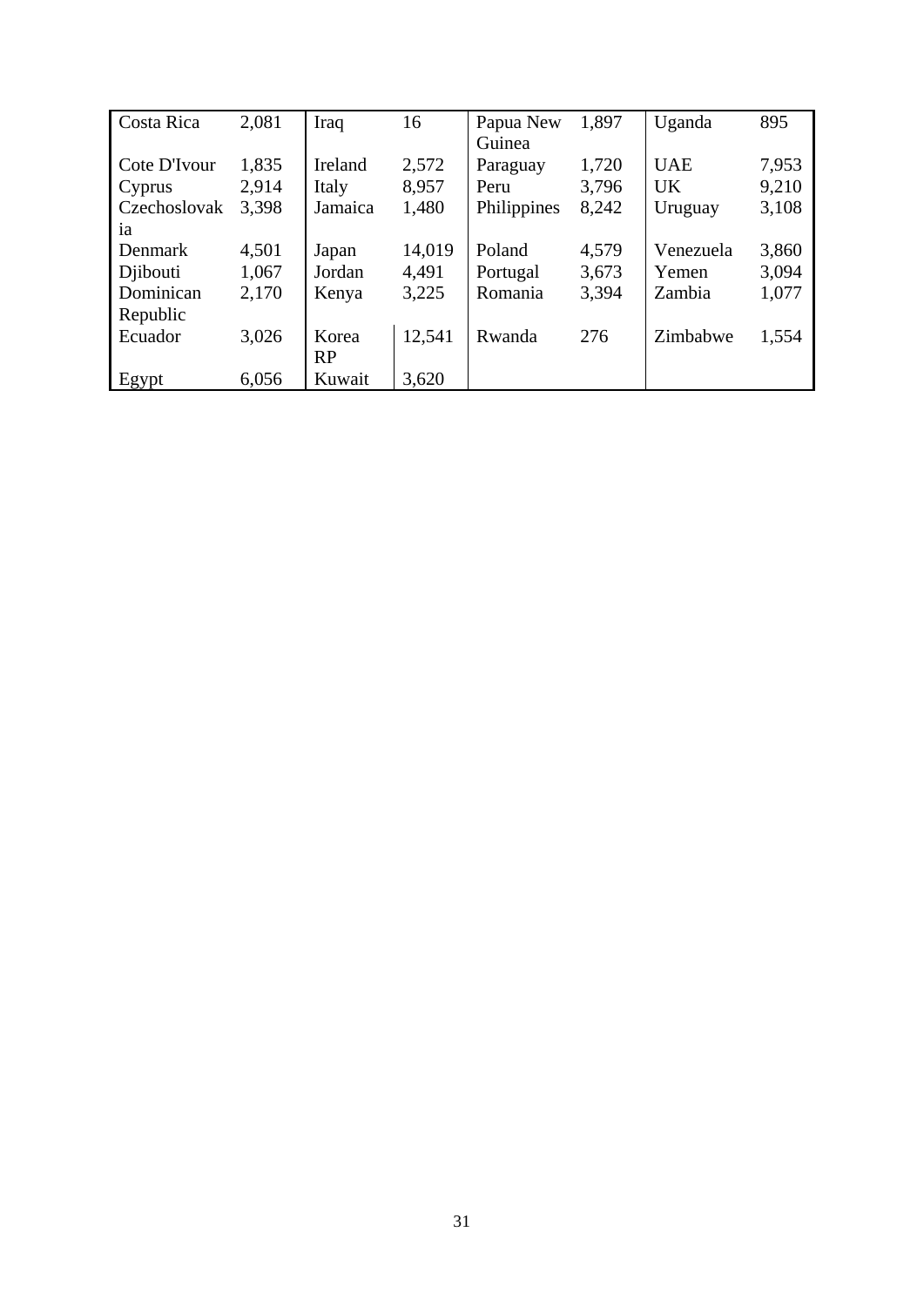| | | | | | | | |
|---|---|---|---|---|---|---|---|
| Costa Rica | 2,081 | Iraq | 16 | Papua New Guinea | 1,897 | Uganda | 895 |
| Cote D'Ivour | 1,835 | Ireland | 2,572 | Paraguay | 1,720 | UAE | 7,953 |
| Cyprus | 2,914 | Italy | 8,957 | Peru | 3,796 | UK | 9,210 |
| Czechoslovakia | 3,398 | Jamaica | 1,480 | Philippines | 8,242 | Uruguay | 3,108 |
| Denmark | 4,501 | Japan | 14,019 | Poland | 4,579 | Venezuela | 3,860 |
| Djibouti | 1,067 | Jordan | 4,491 | Portugal | 3,673 | Yemen | 3,094 |
| Dominican Republic | 2,170 | Kenya | 3,225 | Romania | 3,394 | Zambia | 1,077 |
| Ecuador | 3,026 | Korea RP | 12,541 | Rwanda | 276 | Zimbabwe | 1,554 |
| Egypt | 6,056 | Kuwait | 3,620 | | | | |